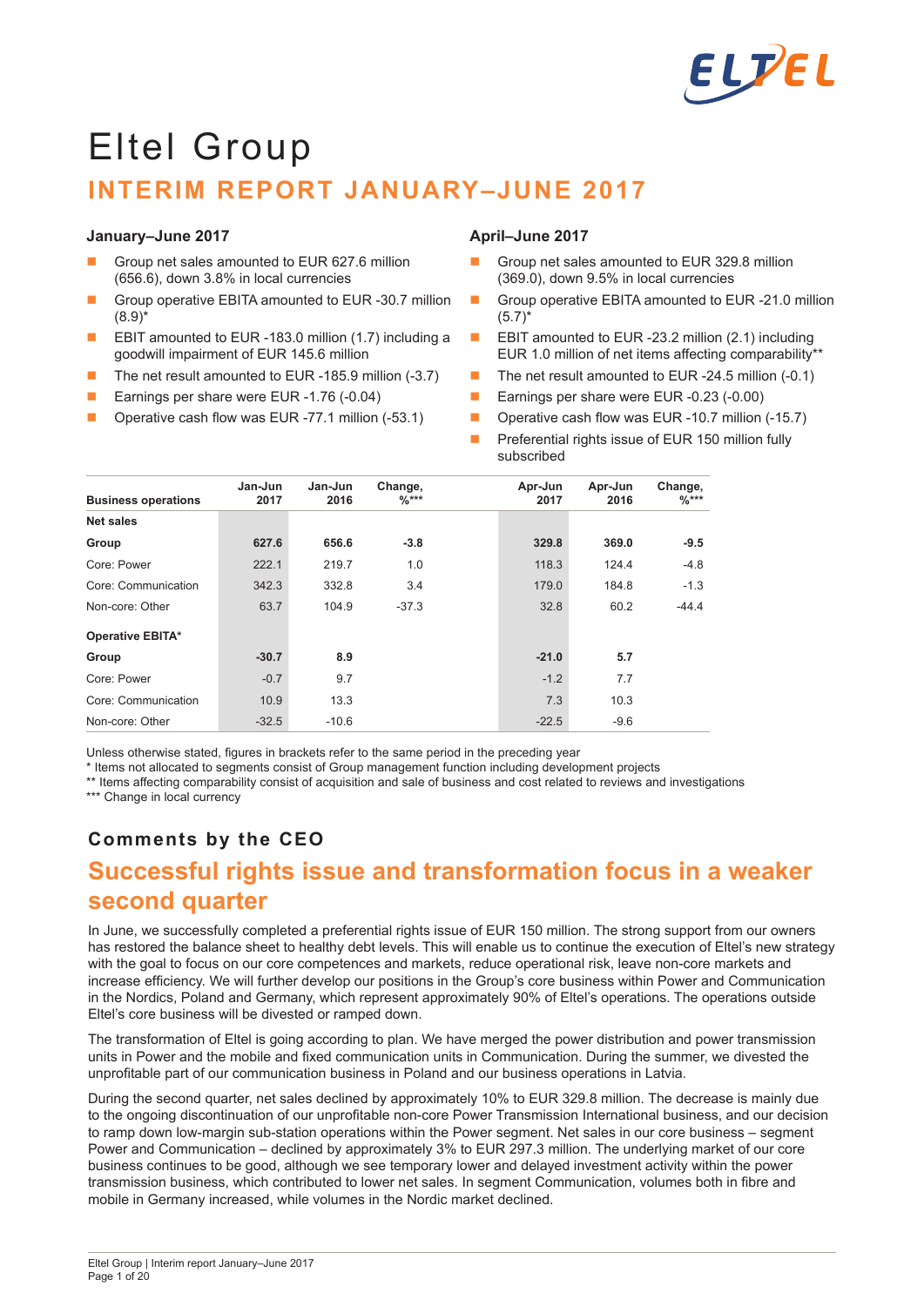# Eltel Group

## INTERIM REPORT JANUARY–JUNE 2017

### January–June 2017

- Group net sales amounted to EUR 627.6 million (656.6), down 3.8% in local currencies
- Group operative EBITA amounted to EUR -30.7 million (8.9)*
- EBIT amounted to EUR -183.0 million (1.7) including a goodwill impairment of EUR 145.6 million
- The net result amounted to EUR -185.9 million (-3.7)
- Earnings per share were EUR -1.76 (-0.04)
- Operative cash flow was EUR -77.1 million (-53.1)

### April–June 2017

- Group net sales amounted to EUR 329.8 million (369.0), down 9.5% in local currencies
- Group operative EBITA amounted to EUR -21.0 million (5.7)*
- EBIT amounted to EUR -23.2 million (2.1) including EUR 1.0 million of net items affecting comparability**
- The net result amounted to EUR -24.5 million (-0.1)
- Earnings per share were EUR -0.23 (-0.00)
- Operative cash flow was EUR -10.7 million (-15.7)
- Preferential rights issue of EUR 150 million fully subscribed

| Business operations | Jan-Jun 2017 | Jan-Jun 2016 | Change, %*** | Apr-Jun 2017 | Apr-Jun 2016 | Change, %*** |
|---|---|---|---|---|---|---|
| **Net sales** | | | | | | |
| **Group** | **627.6** | **656.6** | **-3.8** | **329.8** | **369.0** | **-9.5** |
| Core: Power | 222.1 | 219.7 | 1.0 | 118.3 | 124.4 | -4.8 |
| Core: Communication | 342.3 | 332.8 | 3.4 | 179.0 | 184.8 | -1.3 |
| Non-core: Other | 63.7 | 104.9 | -37.3 | 32.8 | 60.2 | -44.4 |
| **Operative EBITA*** | | | | | | |
| **Group** | **-30.7** | **8.9** | | **-21.0** | **5.7** | |
| Core: Power | -0.7 | 9.7 | | -1.2 | 7.7 | |
| Core: Communication | 10.9 | 13.3 | | 7.3 | 10.3 | |
| Non-core: Other | -32.5 | -10.6 | | -22.5 | -9.6 | |

Unless otherwise stated, figures in brackets refer to the same period in the preceding year

* Items not allocated to segments consist of Group management function including development projects

** Items affecting comparability consist of acquisition and sale of business and cost related to reviews and investigations

*** Change in local currency

### Comments by the CEO

## Successful rights issue and transformation focus in a weaker second quarter

In June, we successfully completed a preferential rights issue of EUR 150 million. The strong support from our owners has restored the balance sheet to healthy debt levels. This will enable us to continue the execution of Eltel's new strategy with the goal to focus on our core competences and markets, reduce operational risk, leave non-core markets and increase efficiency. We will further develop our positions in the Group's core business within Power and Communication in the Nordics, Poland and Germany, which represent approximately 90% of Eltel's operations. The operations outside Eltel's core business will be divested or ramped down.

The transformation of Eltel is going according to plan. We have merged the power distribution and power transmission units in Power and the mobile and fixed communication units in Communication. During the summer, we divested the unprofitable part of our communication business in Poland and our business operations in Latvia.

During the second quarter, net sales declined by approximately 10% to EUR 329.8 million. The decrease is mainly due to the ongoing discontinuation of our unprofitable non-core Power Transmission International business, and our decision to ramp down low-margin sub-station operations within the Power segment. Net sales in our core business – segment Power and Communication – declined by approximately 3% to EUR 297.3 million. The underlying market of our core business continues to be good, although we see temporary lower and delayed investment activity within the power transmission business, which contributed to lower net sales. In segment Communication, volumes both in fibre and mobile in Germany increased, while volumes in the Nordic market declined.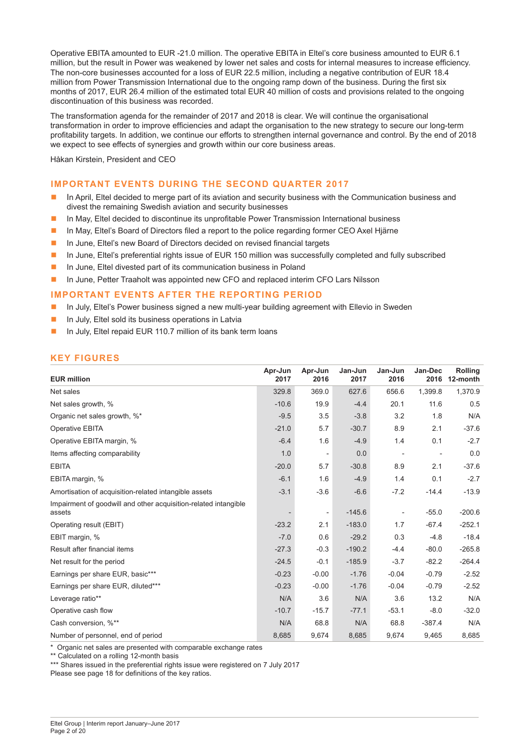Operative EBITA amounted to EUR -21.0 million. The operative EBITA in Eltel's core business amounted to EUR 6.1 million, but the result in Power was weakened by lower net sales and costs for internal measures to increase efficiency. The non-core businesses accounted for a loss of EUR 22.5 million, including a negative contribution of EUR 18.4 million from Power Transmission International due to the ongoing ramp down of the business. During the first six months of 2017, EUR 26.4 million of the estimated total EUR 40 million of costs and provisions related to the ongoing discontinuation of this business was recorded.

The transformation agenda for the remainder of 2017 and 2018 is clear. We will continue the organisational transformation in order to improve efficiencies and adapt the organisation to the new strategy to secure our long-term profitability targets. In addition, we continue our efforts to strengthen internal governance and control. By the end of 2018 we expect to see effects of synergies and growth within our core business areas.

Håkan Kirstein, President and CEO

## IMPORTANT EVENTS DURING THE SECOND QUARTER 2017

- In April, Eltel decided to merge part of its aviation and security business with the Communication business and divest the remaining Swedish aviation and security businesses
- In May, Eltel decided to discontinue its unprofitable Power Transmission International business
- In May, Eltel's Board of Directors filed a report to the police regarding former CEO Axel Hjärne
- In June, Eltel's new Board of Directors decided on revised financial targets
- In June, Eltel's preferential rights issue of EUR 150 million was successfully completed and fully subscribed
- In June, Eltel divested part of its communication business in Poland
- In June, Petter Traaholt was appointed new CFO and replaced interim CFO Lars Nilsson

## IMPORTANT EVENTS AFTER THE REPORTING PERIOD

- In July, Eltel's Power business signed a new multi-year building agreement with Ellevio in Sweden
- In July, Eltel sold its business operations in Latvia
- In July, Eltel repaid EUR 110.7 million of its bank term loans

## KEY FIGURES

| EUR million | Apr-Jun 2017 | Apr-Jun 2016 | Jan-Jun 2017 | Jan-Jun 2016 | Jan-Dec 2016 | Rolling 12-month |
|---|---|---|---|---|---|---|
| Net sales | 329.8 | 369.0 | 627.6 | 656.6 | 1,399.8 | 1,370.9 |
| Net sales growth, % | -10.6 | 19.9 | -4.4 | 20.1 | 11.6 | 0.5 |
| Organic net sales growth, %* | -9.5 | 3.5 | -3.8 | 3.2 | 1.8 | N/A |
| Operative EBITA | -21.0 | 5.7 | -30.7 | 8.9 | 2.1 | -37.6 |
| Operative EBITA margin, % | -6.4 | 1.6 | -4.9 | 1.4 | 0.1 | -2.7 |
| Items affecting comparability | 1.0 | - | 0.0 | - | - | 0.0 |
| EBITA | -20.0 | 5.7 | -30.8 | 8.9 | 2.1 | -37.6 |
| EBITA margin, % | -6.1 | 1.6 | -4.9 | 1.4 | 0.1 | -2.7 |
| Amortisation of acquisition-related intangible assets | -3.1 | -3.6 | -6.6 | -7.2 | -14.4 | -13.9 |
| Impairment of goodwill and other acquisition-related intangible assets | - | - | -145.6 | - | -55.0 | -200.6 |
| Operating result (EBIT) | -23.2 | 2.1 | -183.0 | 1.7 | -67.4 | -252.1 |
| EBIT margin, % | -7.0 | 0.6 | -29.2 | 0.3 | -4.8 | -18.4 |
| Result after financial items | -27.3 | -0.3 | -190.2 | -4.4 | -80.0 | -265.8 |
| Net result for the period | -24.5 | -0.1 | -185.9 | -3.7 | -82.2 | -264.4 |
| Earnings per share EUR, basic*** | -0.23 | -0.00 | -1.76 | -0.04 | -0.79 | -2.52 |
| Earnings per share EUR, diluted*** | -0.23 | -0.00 | -1.76 | -0.04 | -0.79 | -2.52 |
| Leverage ratio** | N/A | 3.6 | N/A | 3.6 | 13.2 | N/A |
| Operative cash flow | -10.7 | -15.7 | -77.1 | -53.1 | -8.0 | -32.0 |
| Cash conversion, %** | N/A | 68.8 | N/A | 68.8 | -387.4 | N/A |
| Number of personnel, end of period | 8,685 | 9,674 | 8,685 | 9,674 | 9,465 | 8,685 |

\* Organic net sales are presented with comparable exchange rates
** Calculated on a rolling 12-month basis
*** Shares issued in the preferential rights issue were registered on 7 July 2017
Please see page 18 for definitions of the key ratios.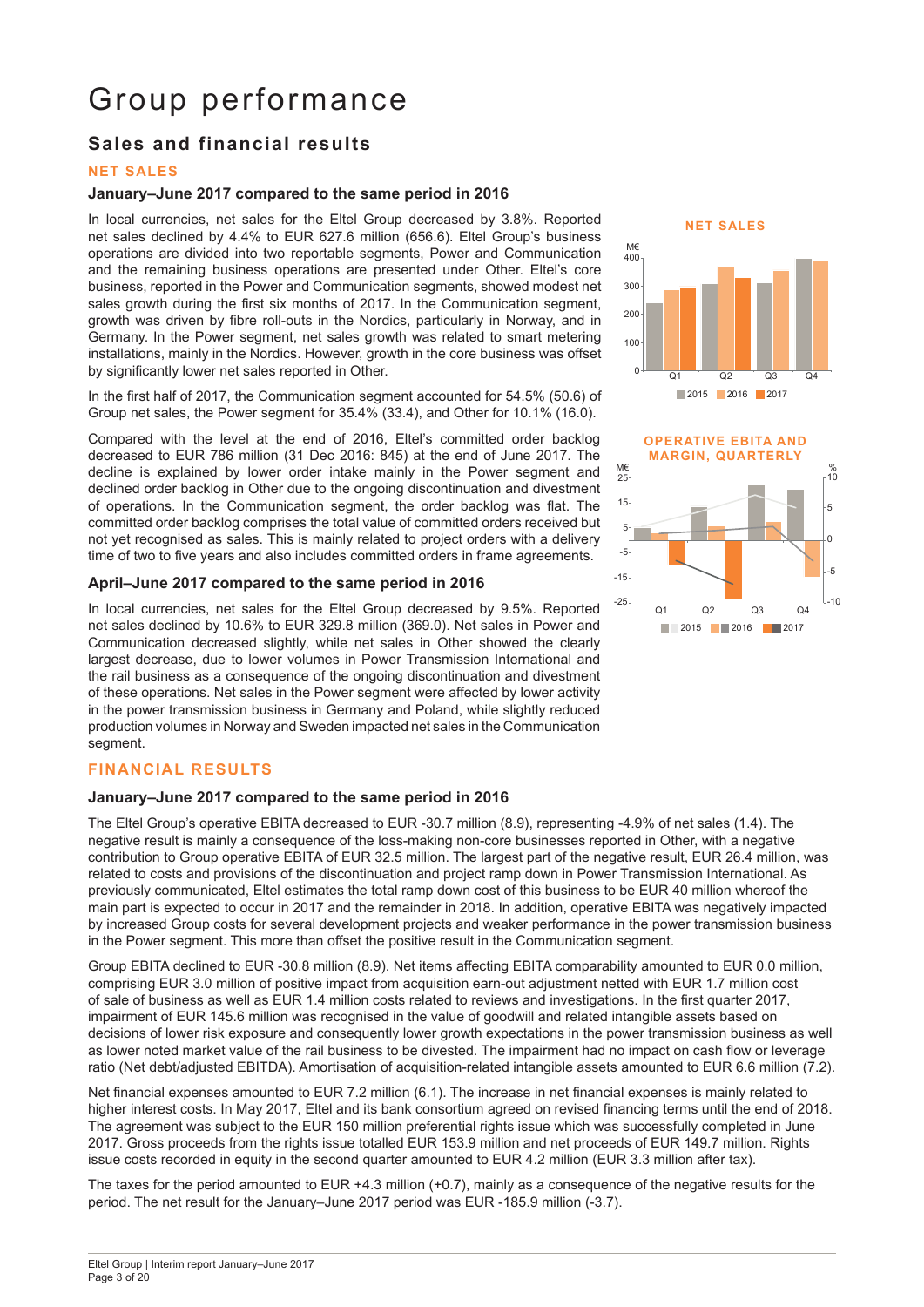# Group performance

## Sales and financial results

### NET SALES

#### January–June 2017 compared to the same period in 2016

In local currencies, net sales for the Eltel Group decreased by 3.8%. Reported net sales declined by 4.4% to EUR 627.6 million (656.6). Eltel Group's business operations are divided into two reportable segments, Power and Communication and the remaining business operations are presented under Other. Eltel's core business, reported in the Power and Communication segments, showed modest net sales growth during the first six months of 2017. In the Communication segment, growth was driven by fibre roll-outs in the Nordics, particularly in Norway, and in Germany. In the Power segment, net sales growth was related to smart metering installations, mainly in the Nordics. However, growth in the core business was offset by significantly lower net sales reported in Other.

In the first half of 2017, the Communication segment accounted for 54.5% (50.6) of Group net sales, the Power segment for 35.4% (33.4), and Other for 10.1% (16.0).

Compared with the level at the end of 2016, Eltel's committed order backlog decreased to EUR 786 million (31 Dec 2016: 845) at the end of June 2017. The decline is explained by lower order intake mainly in the Power segment and declined order backlog in Other due to the ongoing discontinuation and divestment of operations. In the Communication segment, the order backlog was flat. The committed order backlog comprises the total value of committed orders received but not yet recognised as sales. This is mainly related to project orders with a delivery time of two to five years and also includes committed orders in frame agreements.

#### April–June 2017 compared to the same period in 2016

In local currencies, net sales for the Eltel Group decreased by 9.5%. Reported net sales declined by 10.6% to EUR 329.8 million (369.0). Net sales in Power and Communication decreased slightly, while net sales in Other showed the clearly largest decrease, due to lower volumes in Power Transmission International and the rail business as a consequence of the ongoing discontinuation and divestment of these operations. Net sales in the Power segment were affected by lower activity in the power transmission business in Germany and Poland, while slightly reduced production volumes in Norway and Sweden impacted net sales in the Communication segment.

**NET SALES**

**OPERATIVE EBITA AND MARGIN, QUARTERLY**

### FINANCIAL RESULTS

#### January–June 2017 compared to the same period in 2016

The Eltel Group's operative EBITA decreased to EUR -30.7 million (8.9), representing -4.9% of net sales (1.4). The negative result is mainly a consequence of the loss-making non-core businesses reported in Other, with a negative contribution to Group operative EBITA of EUR 32.5 million. The largest part of the negative result, EUR 26.4 million, was related to costs and provisions of the discontinuation and project ramp down in Power Transmission International. As previously communicated, Eltel estimates the total ramp down cost of this business to be EUR 40 million whereof the main part is expected to occur in 2017 and the remainder in 2018. In addition, operative EBITA was negatively impacted by increased Group costs for several development projects and weaker performance in the power transmission business in the Power segment. This more than offset the positive result in the Communication segment.

Group EBITA declined to EUR -30.8 million (8.9). Net items affecting EBITA comparability amounted to EUR 0.0 million, comprising EUR 3.0 million of positive impact from acquisition earn-out adjustment netted with EUR 1.7 million cost of sale of business as well as EUR 1.4 million costs related to reviews and investigations. In the first quarter 2017, impairment of EUR 145.6 million was recognised in the value of goodwill and related intangible assets based on decisions of lower risk exposure and consequently lower growth expectations in the power transmission business as well as lower noted market value of the rail business to be divested. The impairment had no impact on cash flow or leverage ratio (Net debt/adjusted EBITDA). Amortisation of acquisition-related intangible assets amounted to EUR 6.6 million (7.2).

Net financial expenses amounted to EUR 7.2 million (6.1). The increase in net financial expenses is mainly related to higher interest costs. In May 2017, Eltel and its bank consortium agreed on revised financing terms until the end of 2018. The agreement was subject to the EUR 150 million preferential rights issue which was successfully completed in June 2017. Gross proceeds from the rights issue totalled EUR 153.9 million and net proceeds of EUR 149.7 million. Rights issue costs recorded in equity in the second quarter amounted to EUR 4.2 million (EUR 3.3 million after tax).

The taxes for the period amounted to EUR +4.3 million (+0.7), mainly as a consequence of the negative results for the period. The net result for the January–June 2017 period was EUR -185.9 million (-3.7).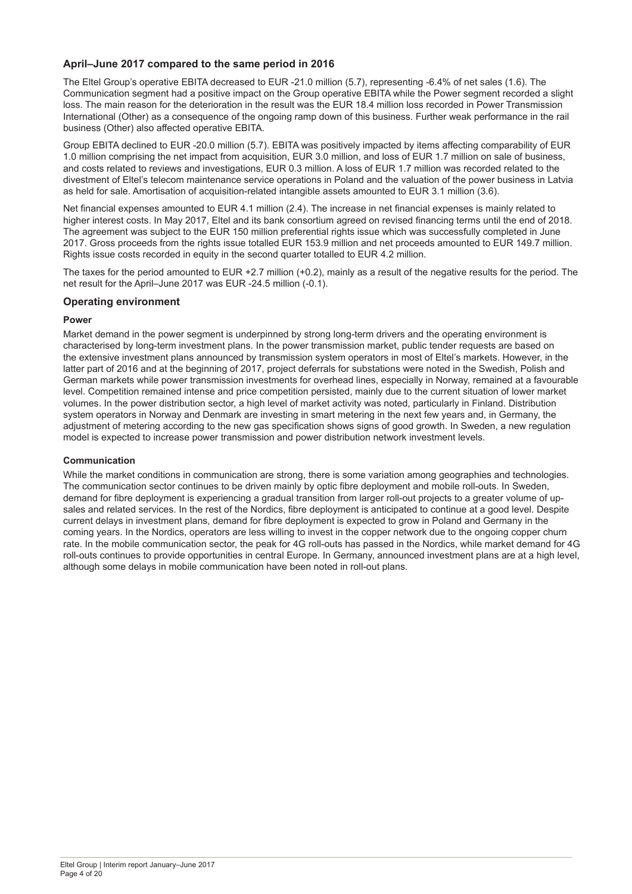### April–June 2017 compared to the same period in 2016

The Eltel Group's operative EBITA decreased to EUR -21.0 million (5.7), representing -6.4% of net sales (1.6). The Communication segment had a positive impact on the Group operative EBITA while the Power segment recorded a slight loss. The main reason for the deterioration in the result was the EUR 18.4 million loss recorded in Power Transmission International (Other) as a consequence of the ongoing ramp down of this business. Further weak performance in the rail business (Other) also affected operative EBITA.

Group EBITA declined to EUR -20.0 million (5.7). EBITA was positively impacted by items affecting comparability of EUR 1.0 million comprising the net impact from acquisition, EUR 3.0 million, and loss of EUR 1.7 million on sale of business, and costs related to reviews and investigations, EUR 0.3 million. A loss of EUR 1.7 million was recorded related to the divestment of Eltel's telecom maintenance service operations in Poland and the valuation of the power business in Latvia as held for sale. Amortisation of acquisition-related intangible assets amounted to EUR 3.1 million (3.6).

Net financial expenses amounted to EUR 4.1 million (2.4). The increase in net financial expenses is mainly related to higher interest costs. In May 2017, Eltel and its bank consortium agreed on revised financing terms until the end of 2018. The agreement was subject to the EUR 150 million preferential rights issue which was successfully completed in June 2017. Gross proceeds from the rights issue totalled EUR 153.9 million and net proceeds amounted to EUR 149.7 million. Rights issue costs recorded in equity in the second quarter totalled to EUR 4.2 million.

The taxes for the period amounted to EUR +2.7 million (+0.2), mainly as a result of the negative results for the period. The net result for the April–June 2017 was EUR -24.5 million (-0.1).

### Operating environment

#### Power

Market demand in the power segment is underpinned by strong long-term drivers and the operating environment is characterised by long-term investment plans. In the power transmission market, public tender requests are based on the extensive investment plans announced by transmission system operators in most of Eltel's markets. However, in the latter part of 2016 and at the beginning of 2017, project deferrals for substations were noted in the Swedish, Polish and German markets while power transmission investments for overhead lines, especially in Norway, remained at a favourable level. Competition remained intense and price competition persisted, mainly due to the current situation of lower market volumes. In the power distribution sector, a high level of market activity was noted, particularly in Finland. Distribution system operators in Norway and Denmark are investing in smart metering in the next few years and, in Germany, the adjustment of metering according to the new gas specification shows signs of good growth. In Sweden, a new regulation model is expected to increase power transmission and power distribution network investment levels.

#### Communication

While the market conditions in communication are strong, there is some variation among geographies and technologies. The communication sector continues to be driven mainly by optic fibre deployment and mobile roll-outs. In Sweden, demand for fibre deployment is experiencing a gradual transition from larger roll-out projects to a greater volume of up-sales and related services. In the rest of the Nordics, fibre deployment is anticipated to continue at a good level. Despite current delays in investment plans, demand for fibre deployment is expected to grow in Poland and Germany in the coming years. In the Nordics, operators are less willing to invest in the copper network due to the ongoing copper churn rate. In the mobile communication sector, the peak for 4G roll-outs has passed in the Nordics, while market demand for 4G roll-outs continues to provide opportunities in central Europe. In Germany, announced investment plans are at a high level, although some delays in mobile communication have been noted in roll-out plans.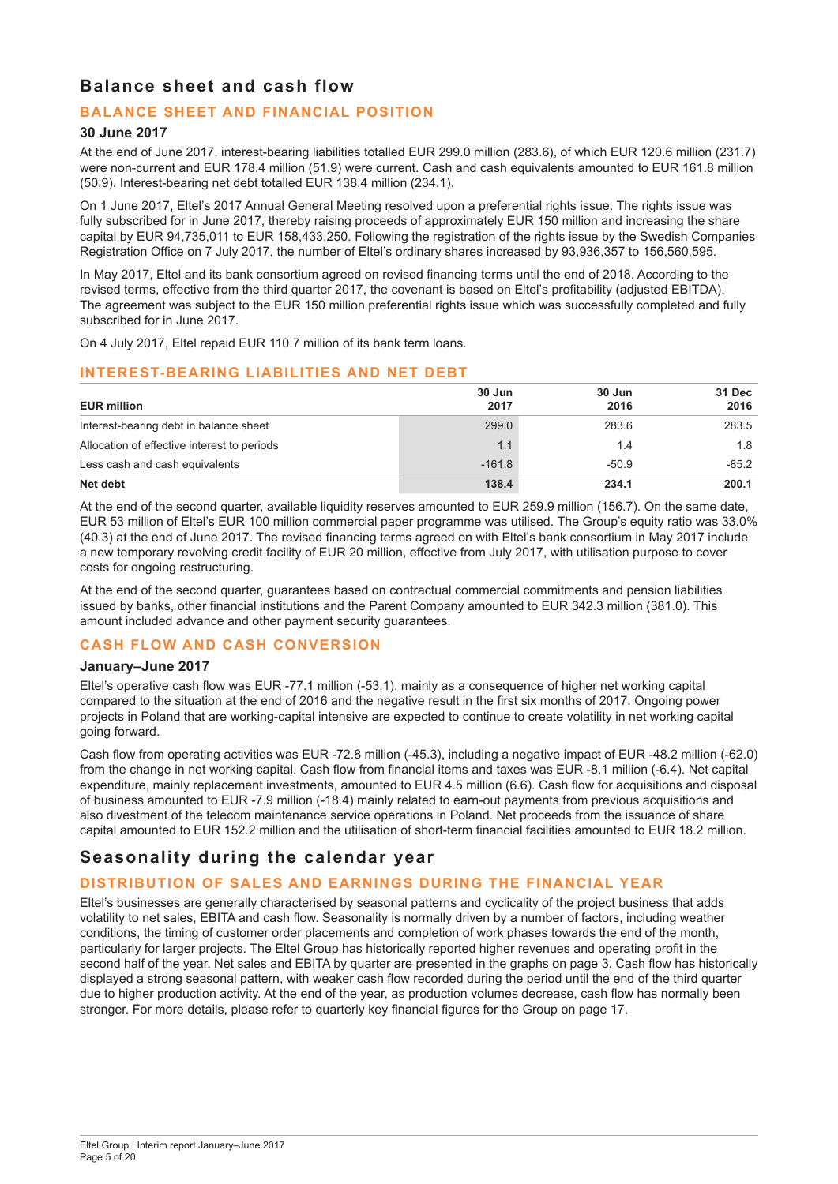# Balance sheet and cash flow

## BALANCE SHEET AND FINANCIAL POSITION

### 30 June 2017

At the end of June 2017, interest-bearing liabilities totalled EUR 299.0 million (283.6), of which EUR 120.6 million (231.7) were non-current and EUR 178.4 million (51.9) were current. Cash and cash equivalents amounted to EUR 161.8 million (50.9). Interest-bearing net debt totalled EUR 138.4 million (234.1).

On 1 June 2017, Eltel's 2017 Annual General Meeting resolved upon a preferential rights issue. The rights issue was fully subscribed for in June 2017, thereby raising proceeds of approximately EUR 150 million and increasing the share capital by EUR 94,735,011 to EUR 158,433,250. Following the registration of the rights issue by the Swedish Companies Registration Office on 7 July 2017, the number of Eltel's ordinary shares increased by 93,936,357 to 156,560,595.

In May 2017, Eltel and its bank consortium agreed on revised financing terms until the end of 2018. According to the revised terms, effective from the third quarter 2017, the covenant is based on Eltel's profitability (adjusted EBITDA). The agreement was subject to the EUR 150 million preferential rights issue which was successfully completed and fully subscribed for in June 2017.

On 4 July 2017, Eltel repaid EUR 110.7 million of its bank term loans.

## INTEREST-BEARING LIABILITIES AND NET DEBT

| EUR million | 30 Jun 2017 | 30 Jun 2016 | 31 Dec 2016 |
|---|---|---|---|
| Interest-bearing debt in balance sheet | 299.0 | 283.6 | 283.5 |
| Allocation of effective interest to periods | 1.1 | 1.4 | 1.8 |
| Less cash and cash equivalents | -161.8 | -50.9 | -85.2 |
| **Net debt** | **138.4** | **234.1** | **200.1** |

At the end of the second quarter, available liquidity reserves amounted to EUR 259.9 million (156.7). On the same date, EUR 53 million of Eltel's EUR 100 million commercial paper programme was utilised. The Group's equity ratio was 33.0% (40.3) at the end of June 2017. The revised financing terms agreed on with Eltel's bank consortium in May 2017 include a new temporary revolving credit facility of EUR 20 million, effective from July 2017, with utilisation purpose to cover costs for ongoing restructuring.

At the end of the second quarter, guarantees based on contractual commercial commitments and pension liabilities issued by banks, other financial institutions and the Parent Company amounted to EUR 342.3 million (381.0). This amount included advance and other payment security guarantees.

## CASH FLOW AND CASH CONVERSION

### January–June 2017

Eltel's operative cash flow was EUR -77.1 million (-53.1), mainly as a consequence of higher net working capital compared to the situation at the end of 2016 and the negative result in the first six months of 2017. Ongoing power projects in Poland that are working-capital intensive are expected to continue to create volatility in net working capital going forward.

Cash flow from operating activities was EUR -72.8 million (-45.3), including a negative impact of EUR -48.2 million (-62.0) from the change in net working capital. Cash flow from financial items and taxes was EUR -8.1 million (-6.4). Net capital expenditure, mainly replacement investments, amounted to EUR 4.5 million (6.6). Cash flow for acquisitions and disposal of business amounted to EUR -7.9 million (-18.4) mainly related to earn-out payments from previous acquisitions and also divestment of the telecom maintenance service operations in Poland. Net proceeds from the issuance of share capital amounted to EUR 152.2 million and the utilisation of short-term financial facilities amounted to EUR 18.2 million.

# Seasonality during the calendar year

## DISTRIBUTION OF SALES AND EARNINGS DURING THE FINANCIAL YEAR

Eltel's businesses are generally characterised by seasonal patterns and cyclicality of the project business that adds volatility to net sales, EBITA and cash flow. Seasonality is normally driven by a number of factors, including weather conditions, the timing of customer order placements and completion of work phases towards the end of the month, particularly for larger projects. The Eltel Group has historically reported higher revenues and operating profit in the second half of the year. Net sales and EBITA by quarter are presented in the graphs on page 3. Cash flow has historically displayed a strong seasonal pattern, with weaker cash flow recorded during the period until the end of the third quarter due to higher production activity. At the end of the year, as production volumes decrease, cash flow has normally been stronger. For more details, please refer to quarterly key financial figures for the Group on page 17.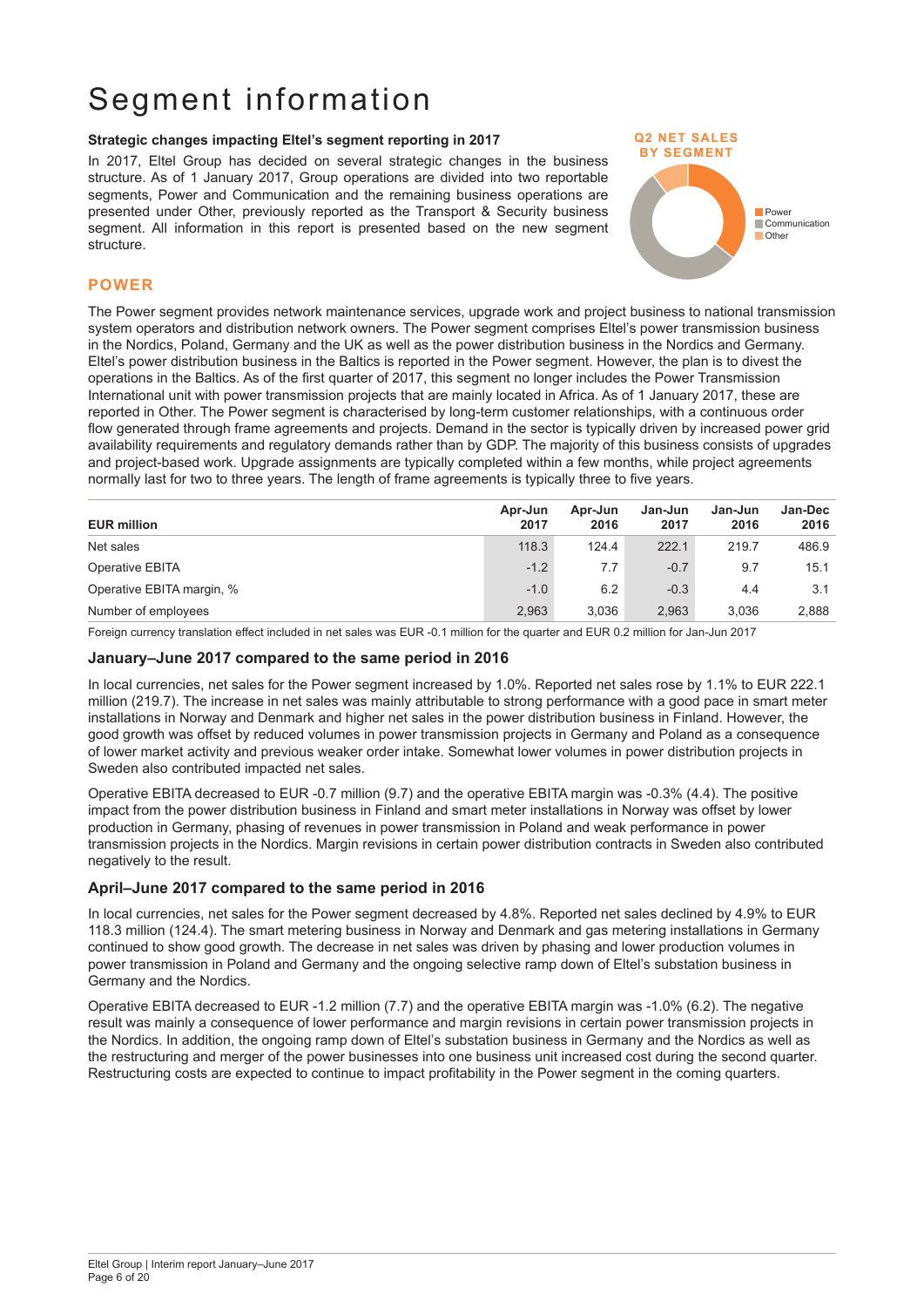# Segment information

**Strategic changes impacting Eltel's segment reporting in 2017**

In 2017, Eltel Group has decided on several strategic changes in the business structure. As of 1 January 2017, Group operations are divided into two reportable segments, Power and Communication and the remaining business operations are presented under Other, previously reported as the Transport & Security business segment. All information in this report is presented based on the new segment structure.

**Q2 NET SALES BY SEGMENT**

- Power
- Communication
- Other

## POWER

The Power segment provides network maintenance services, upgrade work and project business to national transmission system operators and distribution network owners. The Power segment comprises Eltel's power transmission business in the Nordics, Poland, Germany and the UK as well as the power distribution business in the Nordics and Germany. Eltel's power distribution business in the Baltics is reported in the Power segment. However, the plan is to divest the operations in the Baltics. As of the first quarter of 2017, this segment no longer includes the Power Transmission International unit with power transmission projects that are mainly located in Africa. As of 1 January 2017, these are reported in Other. The Power segment is characterised by long-term customer relationships, with a continuous order flow generated through frame agreements and projects. Demand in the sector is typically driven by increased power grid availability requirements and regulatory demands rather than by GDP. The majority of this business consists of upgrades and project-based work. Upgrade assignments are typically completed within a few months, while project agreements normally last for two to three years. The length of frame agreements is typically three to five years.

| EUR million | Apr-Jun 2017 | Apr-Jun 2016 | Jan-Jun 2017 | Jan-Jun 2016 | Jan-Dec 2016 |
|---|---|---|---|---|---|
| Net sales | 118.3 | 124.4 | 222.1 | 219.7 | 486.9 |
| Operative EBITA | -1.2 | 7.7 | -0.7 | 9.7 | 15.1 |
| Operative EBITA margin, % | -1.0 | 6.2 | -0.3 | 4.4 | 3.1 |
| Number of employees | 2,963 | 3,036 | 2,963 | 3,036 | 2,888 |

Foreign currency translation effect included in net sales was EUR -0.1 million for the quarter and EUR 0.2 million for Jan-Jun 2017

### January–June 2017 compared to the same period in 2016

In local currencies, net sales for the Power segment increased by 1.0%. Reported net sales rose by 1.1% to EUR 222.1 million (219.7). The increase in net sales was mainly attributable to strong performance with a good pace in smart meter installations in Norway and Denmark and higher net sales in the power distribution business in Finland. However, the good growth was offset by reduced volumes in power transmission projects in Germany and Poland as a consequence of lower market activity and previous weaker order intake. Somewhat lower volumes in power distribution projects in Sweden also contributed impacted net sales.

Operative EBITA decreased to EUR -0.7 million (9.7) and the operative EBITA margin was -0.3% (4.4). The positive impact from the power distribution business in Finland and smart meter installations in Norway was offset by lower production in Germany, phasing of revenues in power transmission in Poland and weak performance in power transmission projects in the Nordics. Margin revisions in certain power distribution contracts in Sweden also contributed negatively to the result.

### April–June 2017 compared to the same period in 2016

In local currencies, net sales for the Power segment decreased by 4.8%. Reported net sales declined by 4.9% to EUR 118.3 million (124.4). The smart metering business in Norway and Denmark and gas metering installations in Germany continued to show good growth. The decrease in net sales was driven by phasing and lower production volumes in power transmission in Poland and Germany and the ongoing selective ramp down of Eltel's substation business in Germany and the Nordics.

Operative EBITA decreased to EUR -1.2 million (7.7) and the operative EBITA margin was -1.0% (6.2). The negative result was mainly a consequence of lower performance and margin revisions in certain power transmission projects in the Nordics. In addition, the ongoing ramp down of Eltel's substation business in Germany and the Nordics as well as the restructuring and merger of the power businesses into one business unit increased cost during the second quarter. Restructuring costs are expected to continue to impact profitability in the Power segment in the coming quarters.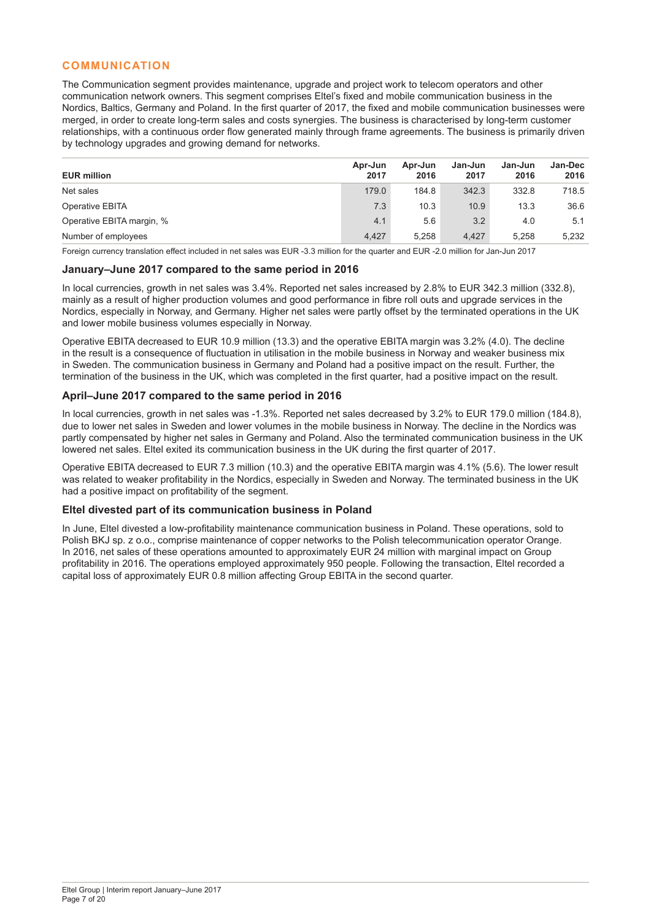## COMMUNICATION

The Communication segment provides maintenance, upgrade and project work to telecom operators and other communication network owners. This segment comprises Eltel's fixed and mobile communication business in the Nordics, Baltics, Germany and Poland. In the first quarter of 2017, the fixed and mobile communication businesses were merged, in order to create long-term sales and costs synergies. The business is characterised by long-term customer relationships, with a continuous order flow generated mainly through frame agreements. The business is primarily driven by technology upgrades and growing demand for networks.

| EUR million | Apr-Jun 2017 | Apr-Jun 2016 | Jan-Jun 2017 | Jan-Jun 2016 | Jan-Dec 2016 |
|---|---|---|---|---|---|
| Net sales | 179.0 | 184.8 | 342.3 | 332.8 | 718.5 |
| Operative EBITA | 7.3 | 10.3 | 10.9 | 13.3 | 36.6 |
| Operative EBITA margin, % | 4.1 | 5.6 | 3.2 | 4.0 | 5.1 |
| Number of employees | 4,427 | 5,258 | 4,427 | 5,258 | 5,232 |

Foreign currency translation effect included in net sales was EUR -3.3 million for the quarter and EUR -2.0 million for Jan-Jun 2017

### January–June 2017 compared to the same period in 2016

In local currencies, growth in net sales was 3.4%. Reported net sales increased by 2.8% to EUR 342.3 million (332.8), mainly as a result of higher production volumes and good performance in fibre roll outs and upgrade services in the Nordics, especially in Norway, and Germany. Higher net sales were partly offset by the terminated operations in the UK and lower mobile business volumes especially in Norway.

Operative EBITA decreased to EUR 10.9 million (13.3) and the operative EBITA margin was 3.2% (4.0). The decline in the result is a consequence of fluctuation in utilisation in the mobile business in Norway and weaker business mix in Sweden. The communication business in Germany and Poland had a positive impact on the result. Further, the termination of the business in the UK, which was completed in the first quarter, had a positive impact on the result.

### April–June 2017 compared to the same period in 2016

In local currencies, growth in net sales was -1.3%. Reported net sales decreased by 3.2% to EUR 179.0 million (184.8), due to lower net sales in Sweden and lower volumes in the mobile business in Norway. The decline in the Nordics was partly compensated by higher net sales in Germany and Poland. Also the terminated communication business in the UK lowered net sales. Eltel exited its communication business in the UK during the first quarter of 2017.

Operative EBITA decreased to EUR 7.3 million (10.3) and the operative EBITA margin was 4.1% (5.6). The lower result was related to weaker profitability in the Nordics, especially in Sweden and Norway. The terminated business in the UK had a positive impact on profitability of the segment.

### Eltel divested part of its communication business in Poland

In June, Eltel divested a low-profitability maintenance communication business in Poland. These operations, sold to Polish BKJ sp. z o.o., comprise maintenance of copper networks to the Polish telecommunication operator Orange. In 2016, net sales of these operations amounted to approximately EUR 24 million with marginal impact on Group profitability in 2016. The operations employed approximately 950 people. Following the transaction, Eltel recorded a capital loss of approximately EUR 0.8 million affecting Group EBITA in the second quarter.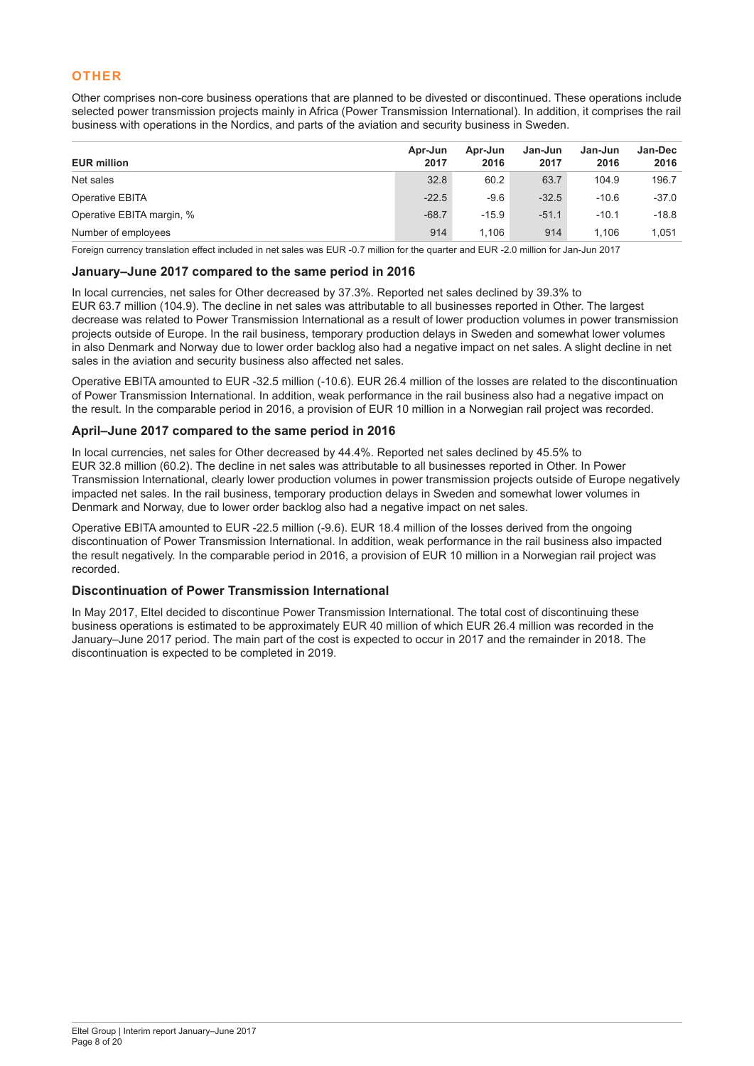## OTHER

Other comprises non-core business operations that are planned to be divested or discontinued. These operations include selected power transmission projects mainly in Africa (Power Transmission International). In addition, it comprises the rail business with operations in the Nordics, and parts of the aviation and security business in Sweden.

| EUR million | Apr-Jun 2017 | Apr-Jun 2016 | Jan-Jun 2017 | Jan-Jun 2016 | Jan-Dec 2016 |
|---|---|---|---|---|---|
| Net sales | 32.8 | 60.2 | 63.7 | 104.9 | 196.7 |
| Operative EBITA | -22.5 | -9.6 | -32.5 | -10.6 | -37.0 |
| Operative EBITA margin, % | -68.7 | -15.9 | -51.1 | -10.1 | -18.8 |
| Number of employees | 914 | 1,106 | 914 | 1,106 | 1,051 |

Foreign currency translation effect included in net sales was EUR -0.7 million for the quarter and EUR -2.0 million for Jan-Jun 2017

### January–June 2017 compared to the same period in 2016

In local currencies, net sales for Other decreased by 37.3%. Reported net sales declined by 39.3% to EUR 63.7 million (104.9). The decline in net sales was attributable to all businesses reported in Other. The largest decrease was related to Power Transmission International as a result of lower production volumes in power transmission projects outside of Europe. In the rail business, temporary production delays in Sweden and somewhat lower volumes in also Denmark and Norway due to lower order backlog also had a negative impact on net sales. A slight decline in net sales in the aviation and security business also affected net sales.

Operative EBITA amounted to EUR -32.5 million (-10.6). EUR 26.4 million of the losses are related to the discontinuation of Power Transmission International. In addition, weak performance in the rail business also had a negative impact on the result. In the comparable period in 2016, a provision of EUR 10 million in a Norwegian rail project was recorded.

### April–June 2017 compared to the same period in 2016

In local currencies, net sales for Other decreased by 44.4%. Reported net sales declined by 45.5% to EUR 32.8 million (60.2). The decline in net sales was attributable to all businesses reported in Other. In Power Transmission International, clearly lower production volumes in power transmission projects outside of Europe negatively impacted net sales. In the rail business, temporary production delays in Sweden and somewhat lower volumes in Denmark and Norway, due to lower order backlog also had a negative impact on net sales.

Operative EBITA amounted to EUR -22.5 million (-9.6). EUR 18.4 million of the losses derived from the ongoing discontinuation of Power Transmission International. In addition, weak performance in the rail business also impacted the result negatively. In the comparable period in 2016, a provision of EUR 10 million in a Norwegian rail project was recorded.

### Discontinuation of Power Transmission International

In May 2017, Eltel decided to discontinue Power Transmission International. The total cost of discontinuing these business operations is estimated to be approximately EUR 40 million of which EUR 26.4 million was recorded in the January–June 2017 period. The main part of the cost is expected to occur in 2017 and the remainder in 2018. The discontinuation is expected to be completed in 2019.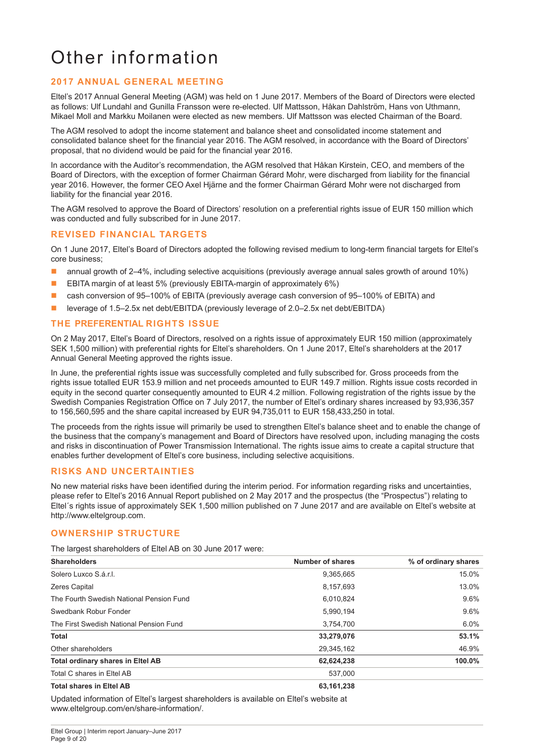# Other information

## 2017 ANNUAL GENERAL MEETING

Eltel's 2017 Annual General Meeting (AGM) was held on 1 June 2017. Members of the Board of Directors were elected as follows: Ulf Lundahl and Gunilla Fransson were re-elected. Ulf Mattsson, Håkan Dahlström, Hans von Uthmann, Mikael Moll and Markku Moilanen were elected as new members. Ulf Mattsson was elected Chairman of the Board.

The AGM resolved to adopt the income statement and balance sheet and consolidated income statement and consolidated balance sheet for the financial year 2016. The AGM resolved, in accordance with the Board of Directors' proposal, that no dividend would be paid for the financial year 2016.

In accordance with the Auditor's recommendation, the AGM resolved that Håkan Kirstein, CEO, and members of the Board of Directors, with the exception of former Chairman Gérard Mohr, were discharged from liability for the financial year 2016. However, the former CEO Axel Hjärne and the former Chairman Gérard Mohr were not discharged from liability for the financial year 2016.

The AGM resolved to approve the Board of Directors' resolution on a preferential rights issue of EUR 150 million which was conducted and fully subscribed for in June 2017.

## REVISED FINANCIAL TARGETS

On 1 June 2017, Eltel's Board of Directors adopted the following revised medium to long-term financial targets for Eltel's core business;

- annual growth of 2–4%, including selective acquisitions (previously average annual sales growth of around 10%)
- EBITA margin of at least 5% (previously EBITA-margin of approximately 6%)
- cash conversion of 95–100% of EBITA (previously average cash conversion of 95–100% of EBITA) and
- leverage of 1.5–2.5x net debt/EBITDA (previously leverage of 2.0–2.5x net debt/EBITDA)

## THE PREFERENTIAL RIGHTS ISSUE

On 2 May 2017, Eltel's Board of Directors, resolved on a rights issue of approximately EUR 150 million (approximately SEK 1,500 million) with preferential rights for Eltel's shareholders. On 1 June 2017, Eltel's shareholders at the 2017 Annual General Meeting approved the rights issue.

In June, the preferential rights issue was successfully completed and fully subscribed for. Gross proceeds from the rights issue totalled EUR 153.9 million and net proceeds amounted to EUR 149.7 million. Rights issue costs recorded in equity in the second quarter consequently amounted to EUR 4.2 million. Following registration of the rights issue by the Swedish Companies Registration Office on 7 July 2017, the number of Eltel's ordinary shares increased by 93,936,357 to 156,560,595 and the share capital increased by EUR 94,735,011 to EUR 158,433,250 in total.

The proceeds from the rights issue will primarily be used to strengthen Eltel's balance sheet and to enable the change of the business that the company's management and Board of Directors have resolved upon, including managing the costs and risks in discontinuation of Power Transmission International. The rights issue aims to create a capital structure that enables further development of Eltel's core business, including selective acquisitions.

## RISKS AND UNCERTAINTIES

No new material risks have been identified during the interim period. For information regarding risks and uncertainties, please refer to Eltel's 2016 Annual Report published on 2 May 2017 and the prospectus (the "Prospectus") relating to Eltel´s rights issue of approximately SEK 1,500 million published on 7 June 2017 and are available on Eltel's website at http://www.eltelgroup.com.

## OWNERSHIP STRUCTURE

The largest shareholders of Eltel AB on 30 June 2017 were:

| Shareholders | Number of shares | % of ordinary shares |
|---|---|---|
| Solero Luxco S.á.r.l. | 9,365,665 | 15.0% |
| Zeres Capital | 8,157,693 | 13.0% |
| The Fourth Swedish National Pension Fund | 6,010,824 | 9.6% |
| Swedbank Robur Fonder | 5,990,194 | 9.6% |
| The First Swedish National Pension Fund | 3,754,700 | 6.0% |
| **Total** | **33,279,076** | **53.1%** |
| Other shareholders | 29,345,162 | 46.9% |
| **Total ordinary shares in Eltel AB** | **62,624,238** | **100.0%** |
| Total C shares in Eltel AB | 537,000 | |
| **Total shares in Eltel AB** | **63,161,238** | |

Updated information of Eltel's largest shareholders is available on Eltel's website at www.eltelgroup.com/en/share-information/.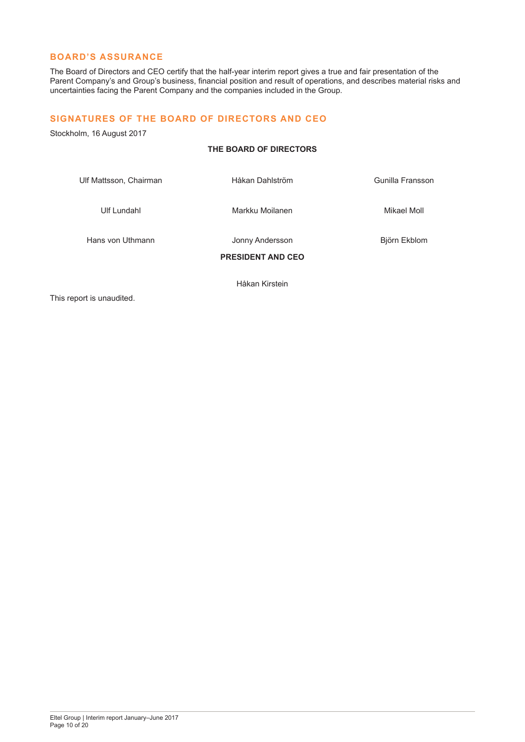## BOARD'S ASSURANCE

The Board of Directors and CEO certify that the half-year interim report gives a true and fair presentation of the Parent Company's and Group's business, financial position and result of operations, and describes material risks and uncertainties facing the Parent Company and the companies included in the Group.

## SIGNATURES OF THE BOARD OF DIRECTORS AND CEO

Stockholm, 16 August 2017

**THE BOARD OF DIRECTORS**

| | | |
|---|---|---|
| Ulf Mattsson, Chairman | Håkan Dahlström | Gunilla Fransson |
| Ulf Lundahl | Markku Moilanen | Mikael Moll |
| Hans von Uthmann | Jonny Andersson | Björn Ekblom |

**PRESIDENT AND CEO**

Håkan Kirstein

This report is unaudited.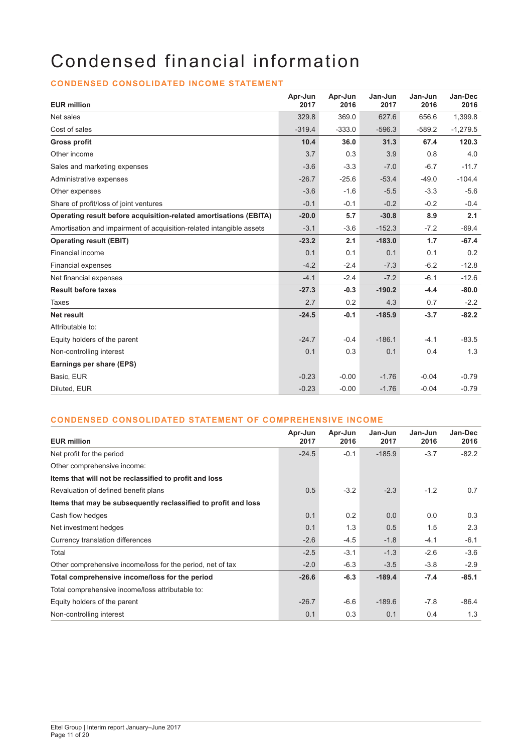# Condensed financial information

## CONDENSED CONSOLIDATED INCOME STATEMENT

| EUR million | Apr-Jun 2017 | Apr-Jun 2016 | Jan-Jun 2017 | Jan-Jun 2016 | Jan-Dec 2016 |
|---|---|---|---|---|---|
| Net sales | 329.8 | 369.0 | 627.6 | 656.6 | 1,399.8 |
| Cost of sales | -319.4 | -333.0 | -596.3 | -589.2 | -1,279.5 |
| **Gross profit** | **10.4** | **36.0** | **31.3** | **67.4** | **120.3** |
| Other income | 3.7 | 0.3 | 3.9 | 0.8 | 4.0 |
| Sales and marketing expenses | -3.6 | -3.3 | -7.0 | -6.7 | -11.7 |
| Administrative expenses | -26.7 | -25.6 | -53.4 | -49.0 | -104.4 |
| Other expenses | -3.6 | -1.6 | -5.5 | -3.3 | -5.6 |
| Share of profit/loss of joint ventures | -0.1 | -0.1 | -0.2 | -0.2 | -0.4 |
| **Operating result before acquisition-related amortisations (EBITA)** | **-20.0** | **5.7** | **-30.8** | **8.9** | **2.1** |
| Amortisation and impairment of acquisition-related intangible assets | -3.1 | -3.6 | -152.3 | -7.2 | -69.4 |
| **Operating result (EBIT)** | **-23.2** | **2.1** | **-183.0** | **1.7** | **-67.4** |
| Financial income | 0.1 | 0.1 | 0.1 | 0.1 | 0.2 |
| Financial expenses | -4.2 | -2.4 | -7.3 | -6.2 | -12.8 |
| Net financial expenses | -4.1 | -2.4 | -7.2 | -6.1 | -12.6 |
| **Result before taxes** | **-27.3** | **-0.3** | **-190.2** | **-4.4** | **-80.0** |
| Taxes | 2.7 | 0.2 | 4.3 | 0.7 | -2.2 |
| **Net result** | **-24.5** | **-0.1** | **-185.9** | **-3.7** | **-82.2** |
| Attributable to: | | | | | |
| Equity holders of the parent | -24.7 | -0.4 | -186.1 | -4.1 | -83.5 |
| Non-controlling interest | 0.1 | 0.3 | 0.1 | 0.4 | 1.3 |
| **Earnings per share (EPS)** | | | | | |
| Basic, EUR | -0.23 | -0.00 | -1.76 | -0.04 | -0.79 |
| Diluted, EUR | -0.23 | -0.00 | -1.76 | -0.04 | -0.79 |

## CONDENSED CONSOLIDATED STATEMENT OF COMPREHENSIVE INCOME

| EUR million | Apr-Jun 2017 | Apr-Jun 2016 | Jan-Jun 2017 | Jan-Jun 2016 | Jan-Dec 2016 |
|---|---|---|---|---|---|
| Net profit for the period | -24.5 | -0.1 | -185.9 | -3.7 | -82.2 |
| Other comprehensive income: | | | | | |
| **Items that will not be reclassified to profit and loss** | | | | | |
| Revaluation of defined benefit plans | 0.5 | -3.2 | -2.3 | -1.2 | 0.7 |
| **Items that may be subsequently reclassified to profit and loss** | | | | | |
| Cash flow hedges | 0.1 | 0.2 | 0.0 | 0.0 | 0.3 |
| Net investment hedges | 0.1 | 1.3 | 0.5 | 1.5 | 2.3 |
| Currency translation differences | -2.6 | -4.5 | -1.8 | -4.1 | -6.1 |
| Total | -2.5 | -3.1 | -1.3 | -2.6 | -3.6 |
| Other comprehensive income/loss for the period, net of tax | -2.0 | -6.3 | -3.5 | -3.8 | -2.9 |
| **Total comprehensive income/loss for the period** | **-26.6** | **-6.3** | **-189.4** | **-7.4** | **-85.1** |
| Total comprehensive income/loss attributable to: | | | | | |
| Equity holders of the parent | -26.7 | -6.6 | -189.6 | -7.8 | -86.4 |
| Non-controlling interest | 0.1 | 0.3 | 0.1 | 0.4 | 1.3 |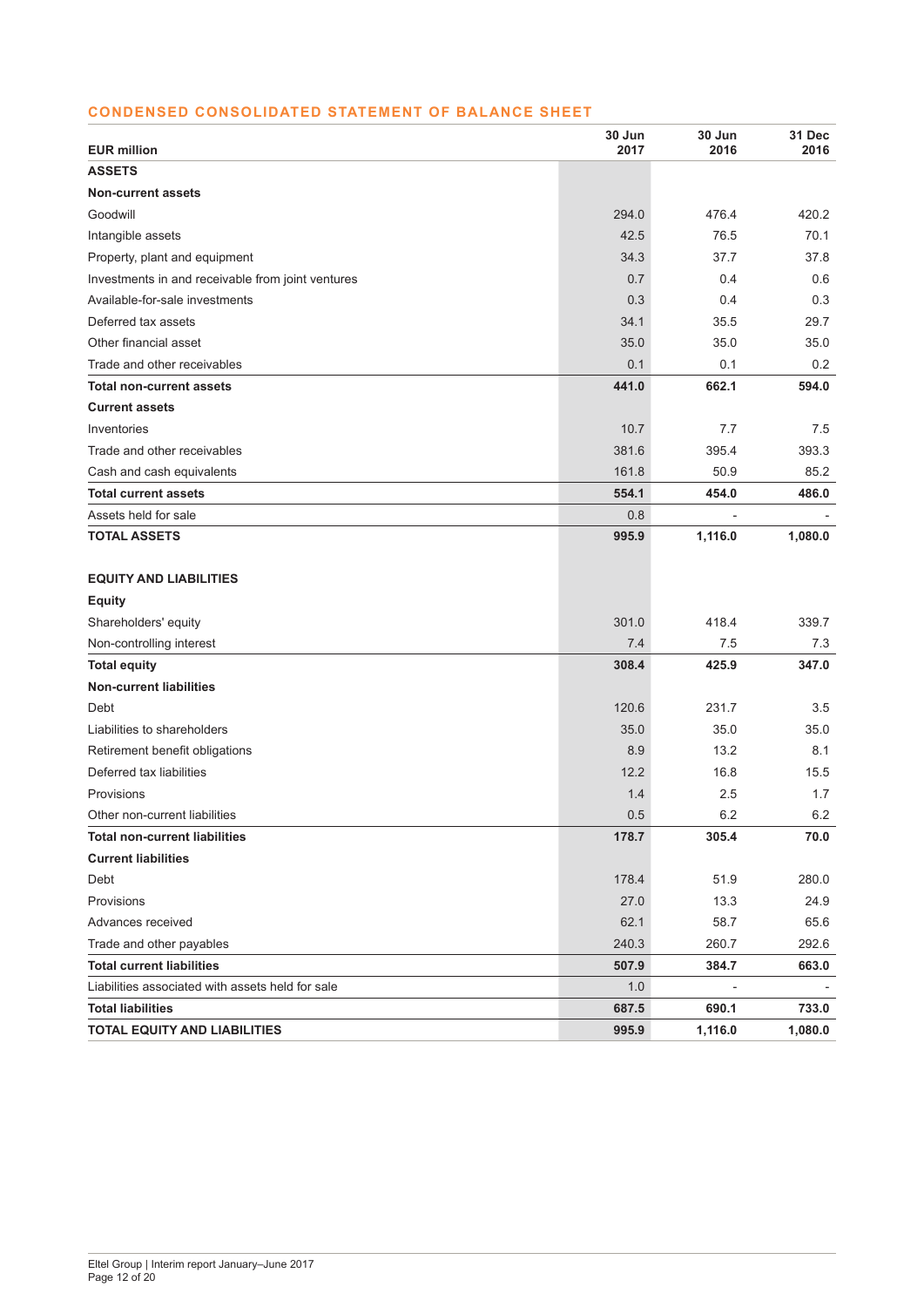## CONDENSED CONSOLIDATED STATEMENT OF BALANCE SHEET

| EUR million | 30 Jun 2017 | 30 Jun 2016 | 31 Dec 2016 |
|---|---|---|---|
| **ASSETS** | | | |
| **Non-current assets** | | | |
| Goodwill | 294.0 | 476.4 | 420.2 |
| Intangible assets | 42.5 | 76.5 | 70.1 |
| Property, plant and equipment | 34.3 | 37.7 | 37.8 |
| Investments in and receivable from joint ventures | 0.7 | 0.4 | 0.6 |
| Available-for-sale investments | 0.3 | 0.4 | 0.3 |
| Deferred tax assets | 34.1 | 35.5 | 29.7 |
| Other financial asset | 35.0 | 35.0 | 35.0 |
| Trade and other receivables | 0.1 | 0.1 | 0.2 |
| **Total non-current assets** | **441.0** | **662.1** | **594.0** |
| **Current assets** | | | |
| Inventories | 10.7 | 7.7 | 7.5 |
| Trade and other receivables | 381.6 | 395.4 | 393.3 |
| Cash and cash equivalents | 161.8 | 50.9 | 85.2 |
| **Total current assets** | **554.1** | **454.0** | **486.0** |
| Assets held for sale | 0.8 | - | - |
| **TOTAL ASSETS** | **995.9** | **1,116.0** | **1,080.0** |
| | | | |
| **EQUITY AND LIABILITIES** | | | |
| **Equity** | | | |
| Shareholders' equity | 301.0 | 418.4 | 339.7 |
| Non-controlling interest | 7.4 | 7.5 | 7.3 |
| **Total equity** | **308.4** | **425.9** | **347.0** |
| **Non-current liabilities** | | | |
| Debt | 120.6 | 231.7 | 3.5 |
| Liabilities to shareholders | 35.0 | 35.0 | 35.0 |
| Retirement benefit obligations | 8.9 | 13.2 | 8.1 |
| Deferred tax liabilities | 12.2 | 16.8 | 15.5 |
| Provisions | 1.4 | 2.5 | 1.7 |
| Other non-current liabilities | 0.5 | 6.2 | 6.2 |
| **Total non-current liabilities** | **178.7** | **305.4** | **70.0** |
| **Current liabilities** | | | |
| Debt | 178.4 | 51.9 | 280.0 |
| Provisions | 27.0 | 13.3 | 24.9 |
| Advances received | 62.1 | 58.7 | 65.6 |
| Trade and other payables | 240.3 | 260.7 | 292.6 |
| **Total current liabilities** | **507.9** | **384.7** | **663.0** |
| Liabilities associated with assets held for sale | 1.0 | - | - |
| **Total liabilities** | **687.5** | **690.1** | **733.0** |
| **TOTAL EQUITY AND LIABILITIES** | **995.9** | **1,116.0** | **1,080.0** |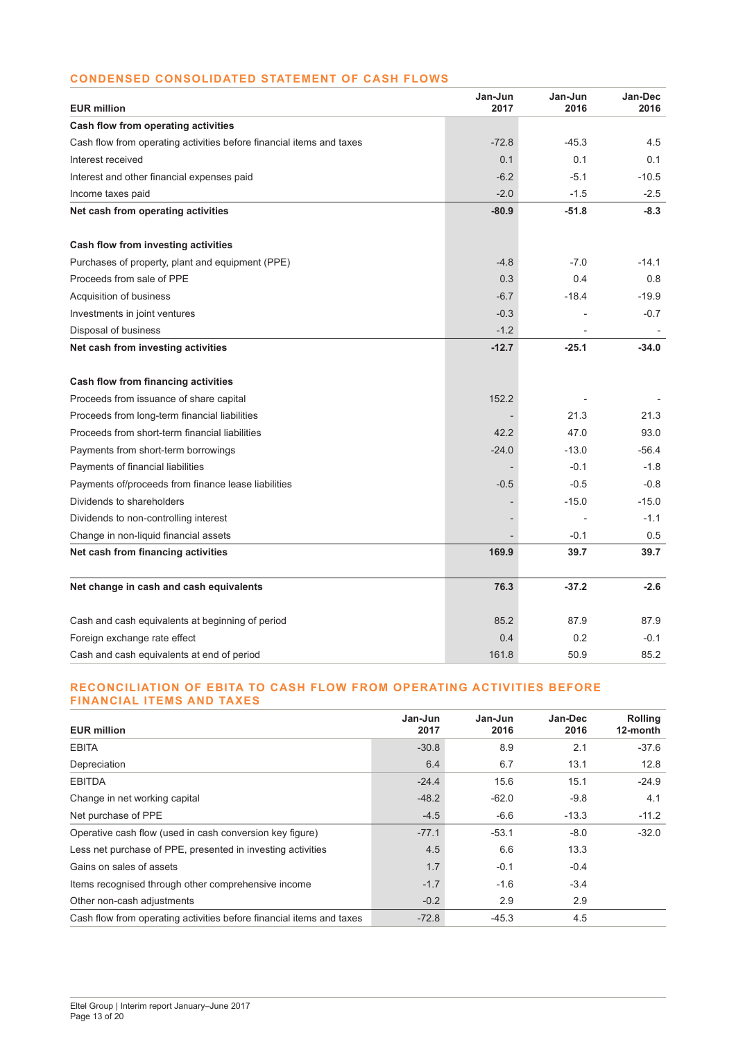## CONDENSED CONSOLIDATED STATEMENT OF CASH FLOWS

| EUR million | Jan-Jun 2017 | Jan-Jun 2016 | Jan-Dec 2016 |
|---|---|---|---|
| **Cash flow from operating activities** | | | |
| Cash flow from operating activities before financial items and taxes | -72.8 | -45.3 | 4.5 |
| Interest received | 0.1 | 0.1 | 0.1 |
| Interest and other financial expenses paid | -6.2 | -5.1 | -10.5 |
| Income taxes paid | -2.0 | -1.5 | -2.5 |
| **Net cash from operating activities** | **-80.9** | **-51.8** | **-8.3** |
| | | | |
| **Cash flow from investing activities** | | | |
| Purchases of property, plant and equipment (PPE) | -4.8 | -7.0 | -14.1 |
| Proceeds from sale of PPE | 0.3 | 0.4 | 0.8 |
| Acquisition of business | -6.7 | -18.4 | -19.9 |
| Investments in joint ventures | -0.3 | - | -0.7 |
| Disposal of business | -1.2 | - | - |
| **Net cash from investing activities** | **-12.7** | **-25.1** | **-34.0** |
| | | | |
| **Cash flow from financing activities** | | | |
| Proceeds from issuance of share capital | 152.2 | - | - |
| Proceeds from long-term financial liabilities | - | 21.3 | 21.3 |
| Proceeds from short-term financial liabilities | 42.2 | 47.0 | 93.0 |
| Payments from short-term borrowings | -24.0 | -13.0 | -56.4 |
| Payments of financial liabilities | - | -0.1 | -1.8 |
| Payments of/proceeds from finance lease liabilities | -0.5 | -0.5 | -0.8 |
| Dividends to shareholders | - | -15.0 | -15.0 |
| Dividends to non-controlling interest | - | - | -1.1 |
| Change in non-liquid financial assets | - | -0.1 | 0.5 |
| **Net cash from financing activities** | **169.9** | **39.7** | **39.7** |
| | | | |
| **Net change in cash and cash equivalents** | **76.3** | **-37.2** | **-2.6** |
| | | | |
| Cash and cash equivalents at beginning of period | 85.2 | 87.9 | 87.9 |
| Foreign exchange rate effect | 0.4 | 0.2 | -0.1 |
| Cash and cash equivalents at end of period | 161.8 | 50.9 | 85.2 |

## RECONCILIATION OF EBITA TO CASH FLOW FROM OPERATING ACTIVITIES BEFORE FINANCIAL ITEMS AND TAXES

| EUR million | Jan-Jun 2017 | Jan-Jun 2016 | Jan-Dec 2016 | Rolling 12-month |
|---|---|---|---|---|
| EBITA | -30.8 | 8.9 | 2.1 | -37.6 |
| Depreciation | 6.4 | 6.7 | 13.1 | 12.8 |
| EBITDA | -24.4 | 15.6 | 15.1 | -24.9 |
| Change in net working capital | -48.2 | -62.0 | -9.8 | 4.1 |
| Net purchase of PPE | -4.5 | -6.6 | -13.3 | -11.2 |
| Operative cash flow (used in cash conversion key figure) | -77.1 | -53.1 | -8.0 | -32.0 |
| Less net purchase of PPE, presented in investing activities | 4.5 | 6.6 | 13.3 | |
| Gains on sales of assets | 1.7 | -0.1 | -0.4 | |
| Items recognised through other comprehensive income | -1.7 | -1.6 | -3.4 | |
| Other non-cash adjustments | -0.2 | 2.9 | 2.9 | |
| Cash flow from operating activities before financial items and taxes | -72.8 | -45.3 | 4.5 | |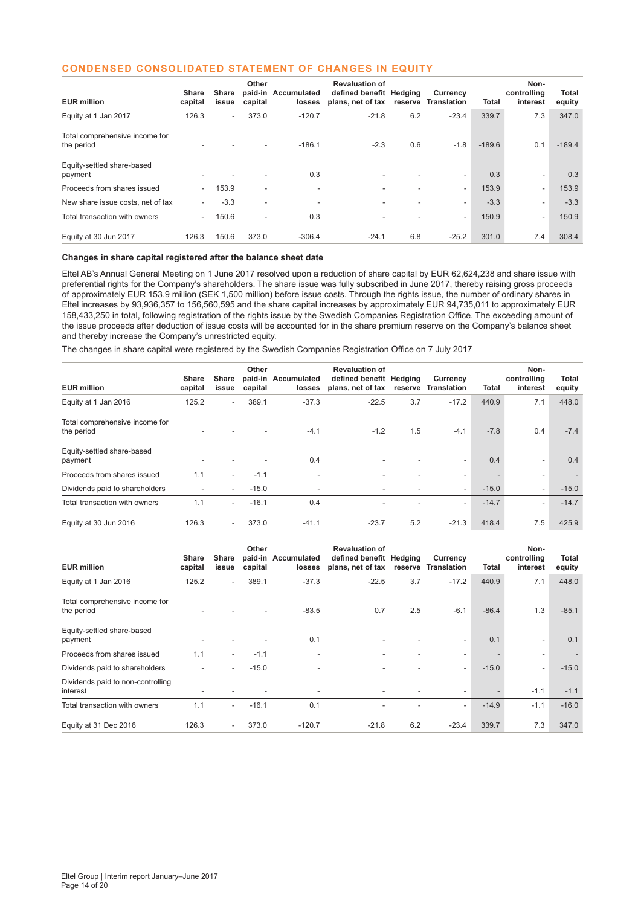## CONDENSED CONSOLIDATED STATEMENT OF CHANGES IN EQUITY

| EUR million | Share capital | Share issue | Other paid-in capital | Accumulated losses | Revaluation of defined benefit plans, net of tax | Hedging reserve | Currency Translation | Total | Non-controlling interest | Total equity |
|---|---|---|---|---|---|---|---|---|---|---|
| Equity at 1 Jan 2017 | 126.3 | - | 373.0 | -120.7 | -21.8 | 6.2 | -23.4 | 339.7 | 7.3 | 347.0 |
| Total comprehensive income for the period | - | - | - | -186.1 | -2.3 | 0.6 | -1.8 | -189.6 | 0.1 | -189.4 |
| Equity-settled share-based payment | - | - | - | 0.3 | - | - | - | 0.3 | - | 0.3 |
| Proceeds from shares issued | - | 153.9 | - | - | - | - | - | 153.9 | - | 153.9 |
| New share issue costs, net of tax | - | -3.3 | - | - | - | - | - | -3.3 | - | -3.3 |
| Total transaction with owners | - | 150.6 | - | 0.3 | - | - | - | 150.9 | - | 150.9 |
| Equity at 30 Jun 2017 | 126.3 | 150.6 | 373.0 | -306.4 | -24.1 | 6.8 | -25.2 | 301.0 | 7.4 | 308.4 |

**Changes in share capital registered after the balance sheet date**

Eltel AB's Annual General Meeting on 1 June 2017 resolved upon a reduction of share capital by EUR 62,624,238 and share issue with preferential rights for the Company's shareholders. The share issue was fully subscribed in June 2017, thereby raising gross proceeds of approximately EUR 153.9 million (SEK 1,500 million) before issue costs. Through the rights issue, the number of ordinary shares in Eltel increases by 93,936,357 to 156,560,595 and the share capital increases by approximately EUR 94,735,011 to approximately EUR 158,433,250 in total, following registration of the rights issue by the Swedish Companies Registration Office. The exceeding amount of the issue proceeds after deduction of issue costs will be accounted for in the share premium reserve on the Company's balance sheet and thereby increase the Company's unrestricted equity.

The changes in share capital were registered by the Swedish Companies Registration Office on 7 July 2017

| EUR million | Share capital | Share issue | Other paid-in capital | Accumulated losses | Revaluation of defined benefit plans, net of tax | Hedging reserve | Currency Translation | Total | Non-controlling interest | Total equity |
|---|---|---|---|---|---|---|---|---|---|---|
| Equity at 1 Jan 2016 | 125.2 | - | 389.1 | -37.3 | -22.5 | 3.7 | -17.2 | 440.9 | 7.1 | 448.0 |
| Total comprehensive income for the period | - | - | - | -4.1 | -1.2 | 1.5 | -4.1 | -7.8 | 0.4 | -7.4 |
| Equity-settled share-based payment | - | - | - | 0.4 | - | - | - | 0.4 | - | 0.4 |
| Proceeds from shares issued | 1.1 | - | -1.1 | - | - | - | - | - | - | - |
| Dividends paid to shareholders | - | - | -15.0 | - | - | - | - | -15.0 | - | -15.0 |
| Total transaction with owners | 1.1 | - | -16.1 | 0.4 | - | - | - | -14.7 | - | -14.7 |
| Equity at 30 Jun 2016 | 126.3 | - | 373.0 | -41.1 | -23.7 | 5.2 | -21.3 | 418.4 | 7.5 | 425.9 |

| EUR million | Share capital | Share issue | Other paid-in capital | Accumulated losses | Revaluation of defined benefit plans, net of tax | Hedging reserve | Currency Translation | Total | Non-controlling interest | Total equity |
|---|---|---|---|---|---|---|---|---|---|---|
| Equity at 1 Jan 2016 | 125.2 | - | 389.1 | -37.3 | -22.5 | 3.7 | -17.2 | 440.9 | 7.1 | 448.0 |
| Total comprehensive income for the period | - | - | - | -83.5 | 0.7 | 2.5 | -6.1 | -86.4 | 1.3 | -85.1 |
| Equity-settled share-based payment | - | - | - | 0.1 | - | - | - | 0.1 | - | 0.1 |
| Proceeds from shares issued | 1.1 | - | -1.1 | - | - | - | - | - | - | - |
| Dividends paid to shareholders | - | - | -15.0 | - | - | - | - | -15.0 | - | -15.0 |
| Dividends paid to non-controlling interest | - | - | - | - | - | - | - | - | -1.1 | -1.1 |
| Total transaction with owners | 1.1 | - | -16.1 | 0.1 | - | - | - | -14.9 | -1.1 | -16.0 |
| Equity at 31 Dec 2016 | 126.3 | - | 373.0 | -120.7 | -21.8 | 6.2 | -23.4 | 339.7 | 7.3 | 347.0 |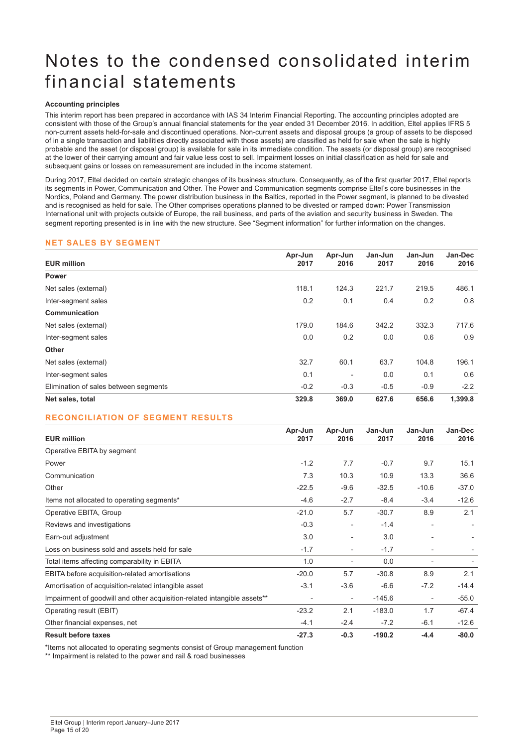# Notes to the condensed consolidated interim financial statements

**Accounting principles**

This interim report has been prepared in accordance with IAS 34 Interim Financial Reporting. The accounting principles adopted are consistent with those of the Group's annual financial statements for the year ended 31 December 2016. In addition, Eltel applies IFRS 5 non-current assets held-for-sale and discontinued operations. Non-current assets and disposal groups (a group of assets to be disposed of in a single transaction and liabilities directly associated with those assets) are classified as held for sale when the sale is highly probable and the asset (or disposal group) is available for sale in its immediate condition. The assets (or disposal group) are recognised at the lower of their carrying amount and fair value less cost to sell. Impairment losses on initial classification as held for sale and subsequent gains or losses on remeasurement are included in the income statement.

During 2017, Eltel decided on certain strategic changes of its business structure. Consequently, as of the first quarter 2017, Eltel reports its segments in Power, Communication and Other. The Power and Communication segments comprise Eltel's core businesses in the Nordics, Poland and Germany. The power distribution business in the Baltics, reported in the Power segment, is planned to be divested and is recognised as held for sale. The Other comprises operations planned to be divested or ramped down: Power Transmission International unit with projects outside of Europe, the rail business, and parts of the aviation and security business in Sweden. The segment reporting presented is in line with the new structure. See "Segment information" for further information on the changes.

## NET SALES BY SEGMENT

| EUR million | Apr-Jun 2017 | Apr-Jun 2016 | Jan-Jun 2017 | Jan-Jun 2016 | Jan-Dec 2016 |
|---|---|---|---|---|---|
| **Power** | | | | | |
| Net sales (external) | 118.1 | 124.3 | 221.7 | 219.5 | 486.1 |
| Inter-segment sales | 0.2 | 0.1 | 0.4 | 0.2 | 0.8 |
| **Communication** | | | | | |
| Net sales (external) | 179.0 | 184.6 | 342.2 | 332.3 | 717.6 |
| Inter-segment sales | 0.0 | 0.2 | 0.0 | 0.6 | 0.9 |
| **Other** | | | | | |
| Net sales (external) | 32.7 | 60.1 | 63.7 | 104.8 | 196.1 |
| Inter-segment sales | 0.1 | - | 0.0 | 0.1 | 0.6 |
| Elimination of sales between segments | -0.2 | -0.3 | -0.5 | -0.9 | -2.2 |
| **Net sales, total** | **329.8** | **369.0** | **627.6** | **656.6** | **1,399.8** |

## RECONCILIATION OF SEGMENT RESULTS

| EUR million | Apr-Jun 2017 | Apr-Jun 2016 | Jan-Jun 2017 | Jan-Jun 2016 | Jan-Dec 2016 |
|---|---|---|---|---|---|
| Operative EBITA by segment | | | | | |
| Power | -1.2 | 7.7 | -0.7 | 9.7 | 15.1 |
| Communication | 7.3 | 10.3 | 10.9 | 13.3 | 36.6 |
| Other | -22.5 | -9.6 | -32.5 | -10.6 | -37.0 |
| Items not allocated to operating segments* | -4.6 | -2.7 | -8.4 | -3.4 | -12.6 |
| Operative EBITA, Group | -21.0 | 5.7 | -30.7 | 8.9 | 2.1 |
| Reviews and investigations | -0.3 | - | -1.4 | - | - |
| Earn-out adjustment | 3.0 | - | 3.0 | - | - |
| Loss on business sold and assets held for sale | -1.7 | - | -1.7 | - | - |
| Total items affecting comparability in EBITA | 1.0 | - | 0.0 | - | - |
| EBITA before acquisition-related amortisations | -20.0 | 5.7 | -30.8 | 8.9 | 2.1 |
| Amortisation of acquisition-related intangible asset | -3.1 | -3.6 | -6.6 | -7.2 | -14.4 |
| Impairment of goodwill and other acquisition-related intangible assets** | - | - | -145.6 | - | -55.0 |
| Operating result (EBIT) | -23.2 | 2.1 | -183.0 | 1.7 | -67.4 |
| Other financial expenses, net | -4.1 | -2.4 | -7.2 | -6.1 | -12.6 |
| **Result before taxes** | **-27.3** | **-0.3** | **-190.2** | **-4.4** | **-80.0** |

*Items not allocated to operating segments consist of Group management function

** Impairment is related to the power and rail & road businesses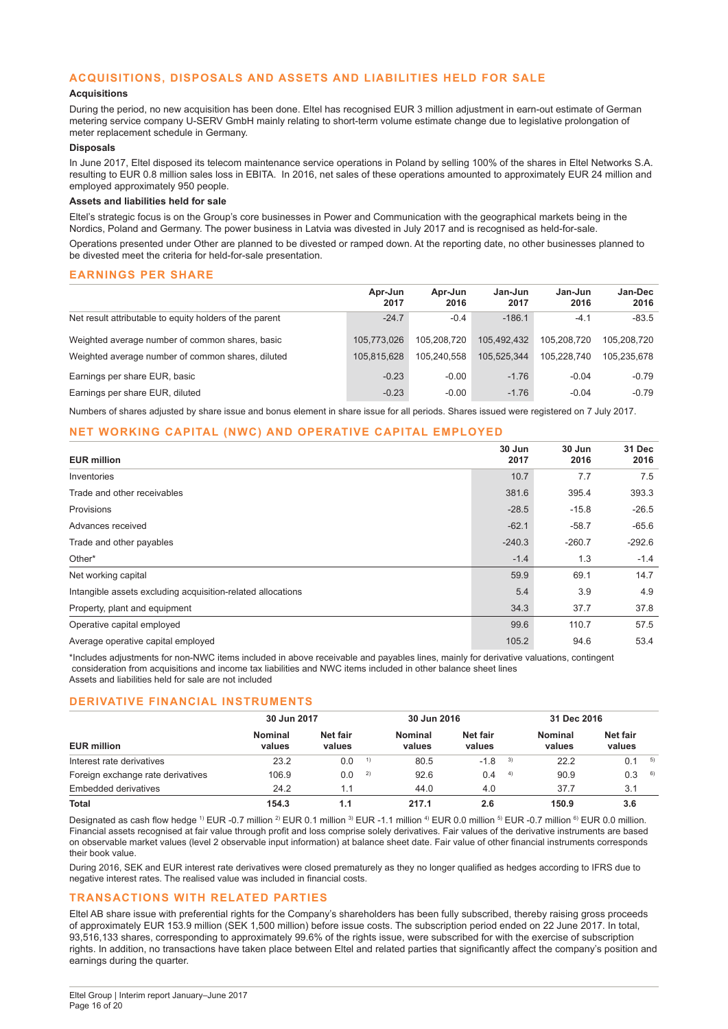## ACQUISITIONS, DISPOSALS AND ASSETS AND LIABILITIES HELD FOR SALE

**Acquisitions**

During the period, no new acquisition has been done. Eltel has recognised EUR 3 million adjustment in earn-out estimate of German metering service company U-SERV GmbH mainly relating to short-term volume estimate change due to legislative prolongation of meter replacement schedule in Germany.

**Disposals**

In June 2017, Eltel disposed its telecom maintenance service operations in Poland by selling 100% of the shares in Eltel Networks S.A. resulting to EUR 0.8 million sales loss in EBITA. In 2016, net sales of these operations amounted to approximately EUR 24 million and employed approximately 950 people.

**Assets and liabilities held for sale**

Eltel's strategic focus is on the Group's core businesses in Power and Communication with the geographical markets being in the Nordics, Poland and Germany. The power business in Latvia was divested in July 2017 and is recognised as held-for-sale.

Operations presented under Other are planned to be divested or ramped down. At the reporting date, no other businesses planned to be divested meet the criteria for held-for-sale presentation.

## EARNINGS PER SHARE

| | Apr-Jun 2017 | Apr-Jun 2016 | Jan-Jun 2017 | Jan-Jun 2016 | Jan-Dec 2016 |
|---|---|---|---|---|---|
| Net result attributable to equity holders of the parent | -24.7 | -0.4 | -186.1 | -4.1 | -83.5 |
| Weighted average number of common shares, basic | 105,773,026 | 105,208,720 | 105,492,432 | 105,208,720 | 105,208,720 |
| Weighted average number of common shares, diluted | 105,815,628 | 105,240,558 | 105,525,344 | 105,228,740 | 105,235,678 |
| Earnings per share EUR, basic | -0.23 | -0.00 | -1.76 | -0.04 | -0.79 |
| Earnings per share EUR, diluted | -0.23 | -0.00 | -1.76 | -0.04 | -0.79 |

Numbers of shares adjusted by share issue and bonus element in share issue for all periods. Shares issued were registered on 7 July 2017.

## NET WORKING CAPITAL (NWC) AND OPERATIVE CAPITAL EMPLOYED

| EUR million | 30 Jun 2017 | 30 Jun 2016 | 31 Dec 2016 |
|---|---|---|---|
| Inventories | 10.7 | 7.7 | 7.5 |
| Trade and other receivables | 381.6 | 395.4 | 393.3 |
| Provisions | -28.5 | -15.8 | -26.5 |
| Advances received | -62.1 | -58.7 | -65.6 |
| Trade and other payables | -240.3 | -260.7 | -292.6 |
| Other* | -1.4 | 1.3 | -1.4 |
| Net working capital | 59.9 | 69.1 | 14.7 |
| Intangible assets excluding acquisition-related allocations | 5.4 | 3.9 | 4.9 |
| Property, plant and equipment | 34.3 | 37.7 | 37.8 |
| Operative capital employed | 99.6 | 110.7 | 57.5 |
| Average operative capital employed | 105.2 | 94.6 | 53.4 |

*Includes adjustments for non-NWC items included in above receivable and payables lines, mainly for derivative valuations, contingent consideration from acquisitions and income tax liabilities and NWC items included in other balance sheet lines
Assets and liabilities held for sale are not included

## DERIVATIVE FINANCIAL INSTRUMENTS

| | 30 Jun 2017 | | 30 Jun 2016 | | 31 Dec 2016 | |
|---|---|---|---|---|---|---|
| EUR million | Nominal values | Net fair values | Nominal values | Net fair values | Nominal values | Net fair values |
| Interest rate derivatives | 23.2 | 0.0 [1] | 80.5 | -1.8 [3] | 22.2 | 0.1 [5] |
| Foreign exchange rate derivatives | 106.9 | 0.0 [2] | 92.6 | 0.4 [4] | 90.9 | 0.3 [6] |
| Embedded derivatives | 24.2 | 1.1 | 44.0 | 4.0 | 37.7 | 3.1 |
| **Total** | **154.3** | **1.1** | **217.1** | **2.6** | **150.9** | **3.6** |

Designated as cash flow hedge [1] EUR -0.7 million [2] EUR 0.1 million [3] EUR -1.1 million [4] EUR 0.0 million [5] EUR -0.7 million [6] EUR 0.0 million.
Financial assets recognised at fair value through profit and loss comprise solely derivatives. Fair values of the derivative instruments are based on observable market values (level 2 observable input information) at balance sheet date. Fair value of other financial instruments corresponds their book value.

During 2016, SEK and EUR interest rate derivatives were closed prematurely as they no longer qualified as hedges according to IFRS due to negative interest rates. The realised value was included in financial costs.

## TRANSACTIONS WITH RELATED PARTIES

Eltel AB share issue with preferential rights for the Company's shareholders has been fully subscribed, thereby raising gross proceeds of approximately EUR 153.9 million (SEK 1,500 million) before issue costs. The subscription period ended on 22 June 2017. In total, 93,516,133 shares, corresponding to approximately 99.6% of the rights issue, were subscribed for with the exercise of subscription rights. In addition, no transactions have taken place between Eltel and related parties that significantly affect the company's position and earnings during the quarter.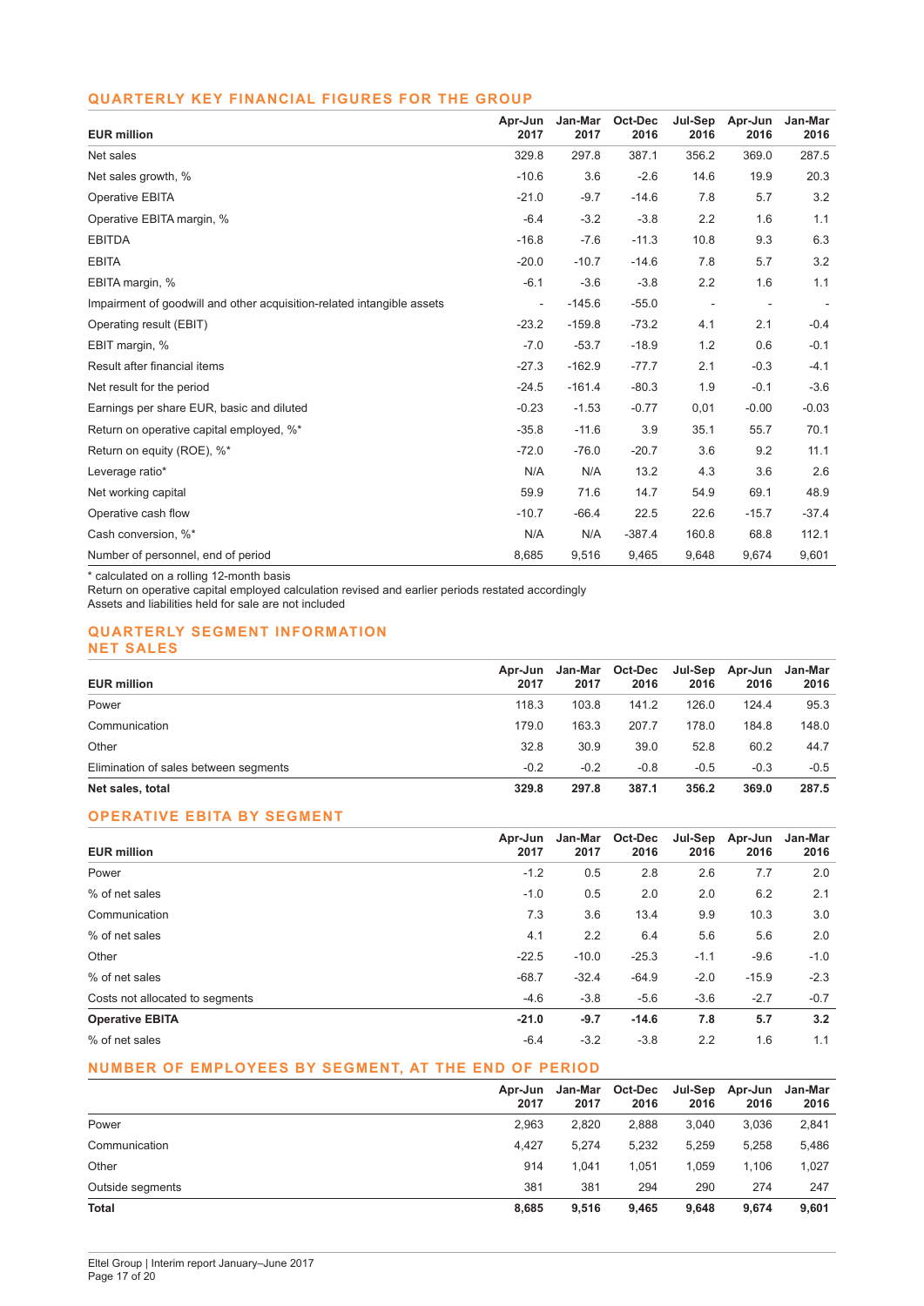## QUARTERLY KEY FINANCIAL FIGURES FOR THE GROUP

| EUR million | Apr-Jun 2017 | Jan-Mar 2017 | Oct-Dec 2016 | Jul-Sep 2016 | Apr-Jun 2016 | Jan-Mar 2016 |
|---|---|---|---|---|---|---|
| Net sales | 329.8 | 297.8 | 387.1 | 356.2 | 369.0 | 287.5 |
| Net sales growth, % | -10.6 | 3.6 | -2.6 | 14.6 | 19.9 | 20.3 |
| Operative EBITA | -21.0 | -9.7 | -14.6 | 7.8 | 5.7 | 3.2 |
| Operative EBITA margin, % | -6.4 | -3.2 | -3.8 | 2.2 | 1.6 | 1.1 |
| EBITDA | -16.8 | -7.6 | -11.3 | 10.8 | 9.3 | 6.3 |
| EBITA | -20.0 | -10.7 | -14.6 | 7.8 | 5.7 | 3.2 |
| EBITA margin, % | -6.1 | -3.6 | -3.8 | 2.2 | 1.6 | 1.1 |
| Impairment of goodwill and other acquisition-related intangible assets | - | -145.6 | -55.0 | - | - | - |
| Operating result (EBIT) | -23.2 | -159.8 | -73.2 | 4.1 | 2.1 | -0.4 |
| EBIT margin, % | -7.0 | -53.7 | -18.9 | 1.2 | 0.6 | -0.1 |
| Result after financial items | -27.3 | -162.9 | -77.7 | 2.1 | -0.3 | -4.1 |
| Net result for the period | -24.5 | -161.4 | -80.3 | 1.9 | -0.1 | -3.6 |
| Earnings per share EUR, basic and diluted | -0.23 | -1.53 | -0.77 | 0,01 | -0.00 | -0.03 |
| Return on operative capital employed, %* | -35.8 | -11.6 | 3.9 | 35.1 | 55.7 | 70.1 |
| Return on equity (ROE), %* | -72.0 | -76.0 | -20.7 | 3.6 | 9.2 | 11.1 |
| Leverage ratio* | N/A | N/A | 13.2 | 4.3 | 3.6 | 2.6 |
| Net working capital | 59.9 | 71.6 | 14.7 | 54.9 | 69.1 | 48.9 |
| Operative cash flow | -10.7 | -66.4 | 22.5 | 22.6 | -15.7 | -37.4 |
| Cash conversion, %* | N/A | N/A | -387.4 | 160.8 | 68.8 | 112.1 |
| Number of personnel, end of period | 8,685 | 9,516 | 9,465 | 9,648 | 9,674 | 9,601 |

* calculated on a rolling 12-month basis
Return on operative capital employed calculation revised and earlier periods restated accordingly
Assets and liabilities held for sale are not included

## QUARTERLY SEGMENT INFORMATION
## NET SALES

| EUR million | Apr-Jun 2017 | Jan-Mar 2017 | Oct-Dec 2016 | Jul-Sep 2016 | Apr-Jun 2016 | Jan-Mar 2016 |
|---|---|---|---|---|---|---|
| Power | 118.3 | 103.8 | 141.2 | 126.0 | 124.4 | 95.3 |
| Communication | 179.0 | 163.3 | 207.7 | 178.0 | 184.8 | 148.0 |
| Other | 32.8 | 30.9 | 39.0 | 52.8 | 60.2 | 44.7 |
| Elimination of sales between segments | -0.2 | -0.2 | -0.8 | -0.5 | -0.3 | -0.5 |
| **Net sales, total** | **329.8** | **297.8** | **387.1** | **356.2** | **369.0** | **287.5** |

## OPERATIVE EBITA BY SEGMENT

| EUR million | Apr-Jun 2017 | Jan-Mar 2017 | Oct-Dec 2016 | Jul-Sep 2016 | Apr-Jun 2016 | Jan-Mar 2016 |
|---|---|---|---|---|---|---|
| Power | -1.2 | 0.5 | 2.8 | 2.6 | 7.7 | 2.0 |
| % of net sales | -1.0 | 0.5 | 2.0 | 2.0 | 6.2 | 2.1 |
| Communication | 7.3 | 3.6 | 13.4 | 9.9 | 10.3 | 3.0 |
| % of net sales | 4.1 | 2.2 | 6.4 | 5.6 | 5.6 | 2.0 |
| Other | -22.5 | -10.0 | -25.3 | -1.1 | -9.6 | -1.0 |
| % of net sales | -68.7 | -32.4 | -64.9 | -2.0 | -15.9 | -2.3 |
| Costs not allocated to segments | -4.6 | -3.8 | -5.6 | -3.6 | -2.7 | -0.7 |
| **Operative EBITA** | **-21.0** | **-9.7** | **-14.6** | **7.8** | **5.7** | **3.2** |
| % of net sales | -6.4 | -3.2 | -3.8 | 2.2 | 1.6 | 1.1 |

## NUMBER OF EMPLOYEES BY SEGMENT, AT THE END OF PERIOD

| | Apr-Jun 2017 | Jan-Mar 2017 | Oct-Dec 2016 | Jul-Sep 2016 | Apr-Jun 2016 | Jan-Mar 2016 |
|---|---|---|---|---|---|---|
| Power | 2,963 | 2,820 | 2,888 | 3,040 | 3,036 | 2,841 |
| Communication | 4,427 | 5,274 | 5,232 | 5,259 | 5,258 | 5,486 |
| Other | 914 | 1,041 | 1,051 | 1,059 | 1,106 | 1,027 |
| Outside segments | 381 | 381 | 294 | 290 | 274 | 247 |
| **Total** | **8,685** | **9,516** | **9,465** | **9,648** | **9,674** | **9,601** |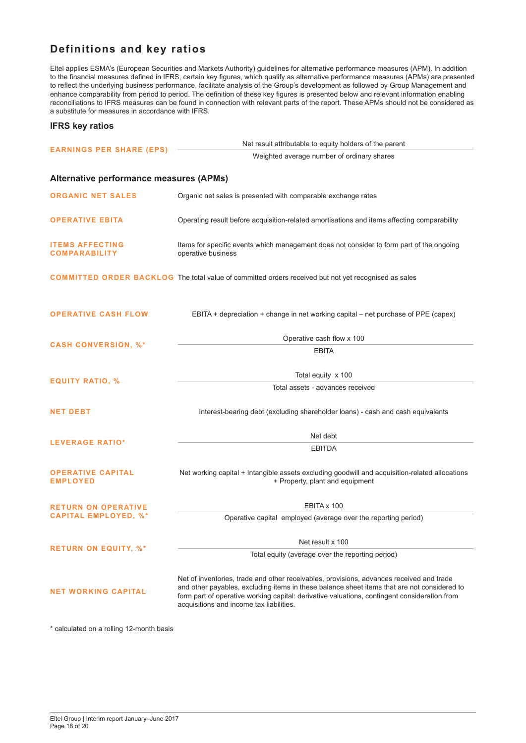# Definitions and key ratios

Eltel applies ESMA's (European Securities and Markets Authority) guidelines for alternative performance measures (APM). In addition to the financial measures defined in IFRS, certain key figures, which qualify as alternative performance measures (APMs) are presented to reflect the underlying business performance, facilitate analysis of the Group's development as followed by Group Management and enhance comparability from period to period. The definition of these key figures is presented below and relevant information enabling reconciliations to IFRS measures can be found in connection with relevant parts of the report. These APMs should not be considered as a substitute for measures in accordance with IFRS.

## IFRS key ratios

**EARNINGS PER SHARE (EPS)**

$$\frac{\text{Net result attributable to equity holders of the parent}}{\text{Weighted average number of ordinary shares}}$$

## Alternative performance measures (APMs)

**ORGANIC NET SALES**
Organic net sales is presented with comparable exchange rates

**OPERATIVE EBITA**
Operating result before acquisition-related amortisations and items affecting comparability

**ITEMS AFFECTING COMPARABILITY**
Items for specific events which management does not consider to form part of the ongoing operative business

**COMMITTED ORDER BACKLOG**
The total value of committed orders received but not yet recognised as sales

**OPERATIVE CASH FLOW**
EBITA + depreciation + change in net working capital – net purchase of PPE (capex)

**CASH CONVERSION, %***

$$\frac{\text{Operative cash flow x 100}}{\text{EBITA}}$$

**EQUITY RATIO, %**

$$\frac{\text{Total equity x 100}}{\text{Total assets - advances received}}$$

**NET DEBT**
Interest-bearing debt (excluding shareholder loans) - cash and cash equivalents

**LEVERAGE RATIO***

$$\frac{\text{Net debt}}{\text{EBITDA}}$$

**OPERATIVE CAPITAL EMPLOYED**
Net working capital + Intangible assets excluding goodwill and acquisition-related allocations + Property, plant and equipment

**RETURN ON OPERATIVE CAPITAL EMPLOYED, %***

$$\frac{\text{EBITA x 100}}{\text{Operative capital employed (average over the reporting period)}}$$

**RETURN ON EQUITY, %***

$$\frac{\text{Net result x 100}}{\text{Total equity (average over the reporting period)}}$$

**NET WORKING CAPITAL**
Net of inventories, trade and other receivables, provisions, advances received and trade and other payables, excluding items in these balance sheet items that are not considered to form part of operative working capital: derivative valuations, contingent consideration from acquisitions and income tax liabilities.

* calculated on a rolling 12-month basis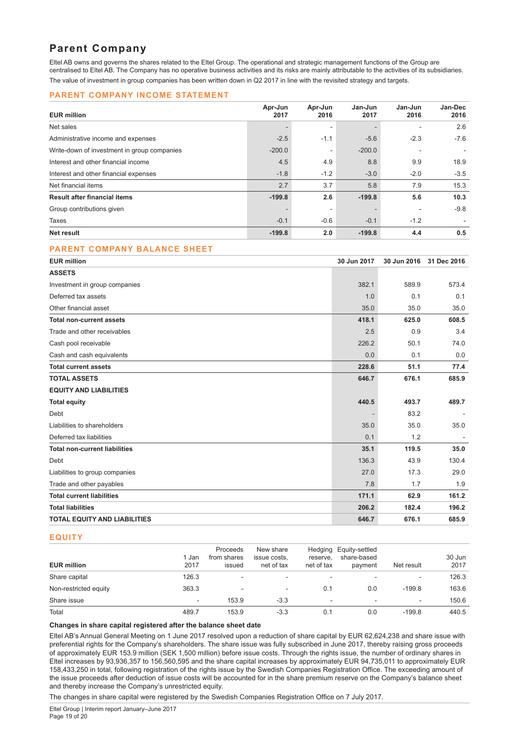# Parent Company

Eltel AB owns and governs the shares related to the Eltel Group. The operational and strategic management functions of the Group are centralised to Eltel AB. The Company has no operative business activities and its risks are mainly attributable to the activities of its subsidiaries.

The value of investment in group companies has been written down in Q2 2017 in line with the revisited strategy and targets.

## PARENT COMPANY INCOME STATEMENT

| EUR million | Apr-Jun 2017 | Apr-Jun 2016 | Jan-Jun 2017 | Jan-Jun 2016 | Jan-Dec 2016 |
|---|---|---|---|---|---|
| Net sales | - | - | - | - | 2.6 |
| Administrative income and expenses | -2.5 | -1.1 | -5.6 | -2.3 | -7.6 |
| Write-down of investment in group companies | -200.0 | - | -200.0 | - | - |
| Interest and other financial income | 4.5 | 4.9 | 8.8 | 9.9 | 18.9 |
| Interest and other financial expenses | -1.8 | -1.2 | -3.0 | -2.0 | -3.5 |
| Net financial items | 2.7 | 3.7 | 5.8 | 7.9 | 15.3 |
| **Result after financial items** | **-199.8** | **2.6** | **-199.8** | **5.6** | **10.3** |
| Group contributions given | - | - | - | - | -9.8 |
| Taxes | -0.1 | -0.6 | -0.1 | -1.2 | - |
| **Net result** | **-199.8** | **2.0** | **-199.8** | **4.4** | **0.5** |

## PARENT COMPANY BALANCE SHEET

| EUR million | 30 Jun 2017 | 30 Jun 2016 | 31 Dec 2016 |
|---|---|---|---|
| **ASSETS** | | | |
| Investment in group companies | 382.1 | 589.9 | 573.4 |
| Deferred tax assets | 1.0 | 0.1 | 0.1 |
| Other financial asset | 35.0 | 35.0 | 35.0 |
| **Total non-current assets** | **418.1** | **625.0** | **608.5** |
| Trade and other receivables | 2.5 | 0.9 | 3.4 |
| Cash pool receivable | 226.2 | 50.1 | 74.0 |
| Cash and cash equivalents | 0.0 | 0.1 | 0.0 |
| **Total current assets** | **228.6** | **51.1** | **77.4** |
| **TOTAL ASSETS** | **646.7** | **676.1** | **685.9** |
| **EQUITY AND LIABILITIES** | | | |
| **Total equity** | **440.5** | **493.7** | **489.7** |
| Debt | - | 83.2 | - |
| Liabilities to shareholders | 35.0 | 35.0 | 35.0 |
| Deferred tax liabilities | 0.1 | 1.2 | - |
| **Total non-current liabilities** | **35.1** | **119.5** | **35.0** |
| Debt | 136.3 | 43.9 | 130.4 |
| Liabilities to group companies | 27.0 | 17.3 | 29.0 |
| Trade and other payables | 7.8 | 1.7 | 1.9 |
| **Total current liabilities** | **171.1** | **62.9** | **161.2** |
| **Total liabilities** | **206.2** | **182.4** | **196.2** |
| **TOTAL EQUITY AND LIABILITIES** | **646.7** | **676.1** | **685.9** |

## EQUITY

| EUR million | 1 Jan 2017 | Proceeds from shares issued | New share issue costs, net of tax | Hedging reserve, net of tax | Equity-settled share-based payment | Net result | 30 Jun 2017 |
|---|---|---|---|---|---|---|---|
| Share capital | 126.3 | - | - | - | - | - | 126.3 |
| Non-restricted equity | 363.3 | - | - | 0.1 | 0.0 | -199.8 | 163.6 |
| Share issue | - | 153.9 | -3.3 | - | - | - | 150.6 |
| Total | 489.7 | 153.9 | -3.3 | 0.1 | 0.0 | -199.8 | 440.5 |

**Changes in share capital registered after the balance sheet date**

Eltel AB's Annual General Meeting on 1 June 2017 resolved upon a reduction of share capital by EUR 62,624,238 and share issue with preferential rights for the Company's shareholders. The share issue was fully subscribed in June 2017, thereby raising gross proceeds of approximately EUR 153.9 million (SEK 1,500 million) before issue costs. Through the rights issue, the number of ordinary shares in Eltel increases by 93,936,357 to 156,560,595 and the share capital increases by approximately EUR 94,735,011 to approximately EUR 158,433,250 in total, following registration of the rights issue by the Swedish Companies Registration Office. The exceeding amount of the issue proceeds after deduction of issue costs will be accounted for in the share premium reserve on the Company's balance sheet and thereby increase the Company's unrestricted equity.

The changes in share capital were registered by the Swedish Companies Registration Office on 7 July 2017.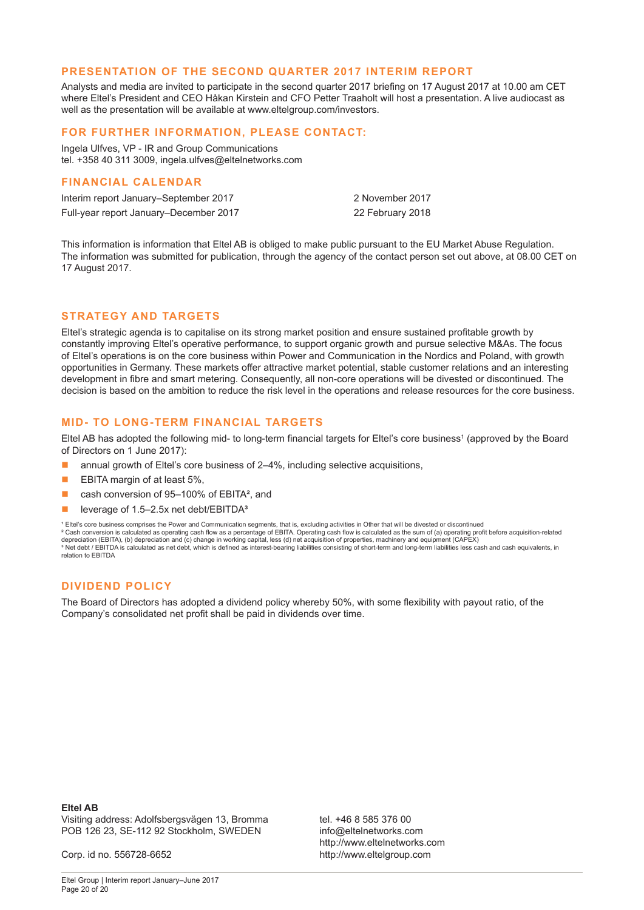## PRESENTATION OF THE SECOND QUARTER 2017 INTERIM REPORT

Analysts and media are invited to participate in the second quarter 2017 briefing on 17 August 2017 at 10.00 am CET where Eltel's President and CEO Håkan Kirstein and CFO Petter Traaholt will host a presentation. A live audiocast as well as the presentation will be available at www.eltelgroup.com/investors.

## FOR FURTHER INFORMATION, PLEASE CONTACT:

Ingela Ulfves, VP - IR and Group Communications
tel. +358 40 311 3009, ingela.ulfves@eltelnetworks.com

## FINANCIAL CALENDAR

| | |
|---|---|
| Interim report January–September 2017 | 2 November 2017 |
| Full-year report January–December 2017 | 22 February 2018 |

This information is information that Eltel AB is obliged to make public pursuant to the EU Market Abuse Regulation. The information was submitted for publication, through the agency of the contact person set out above, at 08.00 CET on 17 August 2017.

## STRATEGY AND TARGETS

Eltel's strategic agenda is to capitalise on its strong market position and ensure sustained profitable growth by constantly improving Eltel's operative performance, to support organic growth and pursue selective M&As. The focus of Eltel's operations is on the core business within Power and Communication in the Nordics and Poland, with growth opportunities in Germany. These markets offer attractive market potential, stable customer relations and an interesting development in fibre and smart metering. Consequently, all non-core operations will be divested or discontinued. The decision is based on the ambition to reduce the risk level in the operations and release resources for the core business.

## MID- TO LONG-TERM FINANCIAL TARGETS

Eltel AB has adopted the following mid- to long-term financial targets for Eltel's core business[1] (approved by the Board of Directors on 1 June 2017):

- annual growth of Eltel's core business of 2–4%, including selective acquisitions,
- EBITA margin of at least 5%,
- cash conversion of 95–100% of EBITA[2], and
- leverage of 1.5–2.5x net debt/EBITDA[3]

[1] Eltel's core business comprises the Power and Communication segments, that is, excluding activities in Other that will be divested or discontinued
[2] Cash conversion is calculated as operating cash flow as a percentage of EBITA. Operating cash flow is calculated as the sum of (a) operating profit before acquisition-related depreciation (EBITA), (b) depreciation and (c) change in working capital, less (d) net acquisition of properties, machinery and equipment (CAPEX)
[3] Net debt / EBITDA is calculated as net debt, which is defined as interest-bearing liabilities consisting of short-term and long-term liabilities less cash and cash equivalents, in relation to EBITDA

## DIVIDEND POLICY

The Board of Directors has adopted a dividend policy whereby 50%, with some flexibility with payout ratio, of the Company's consolidated net profit shall be paid in dividends over time.

**Eltel AB**
Visiting address: Adolfsbergsvägen 13, Bromma
POB 126 23, SE-112 92 Stockholm, SWEDEN

Corp. id no. 556728-6652

tel. +46 8 585 376 00
info@eltelnetworks.com
http://www.eltelnetworks.com
http://www.eltelgroup.com